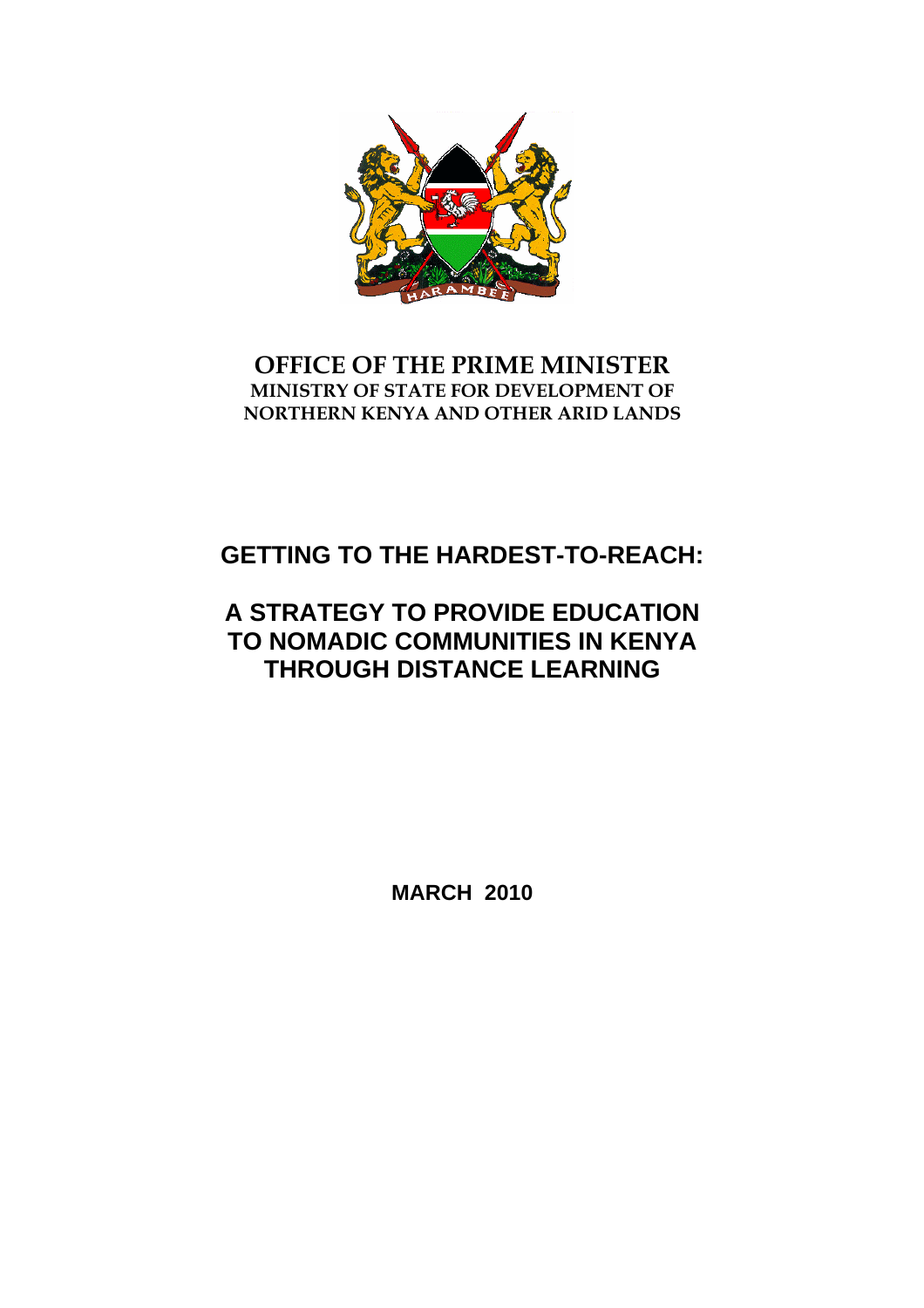**OFFICE OF THE PRIME MINISTER**
**MINISTRY OF STATE FOR DEVELOPMENT OF NORTHERN KENYA AND OTHER ARID LANDS**

# GETTING TO THE HARDEST-TO-REACH:

# A STRATEGY TO PROVIDE EDUCATION TO NOMADIC COMMUNITIES IN KENYA THROUGH DISTANCE LEARNING

**MARCH 2010**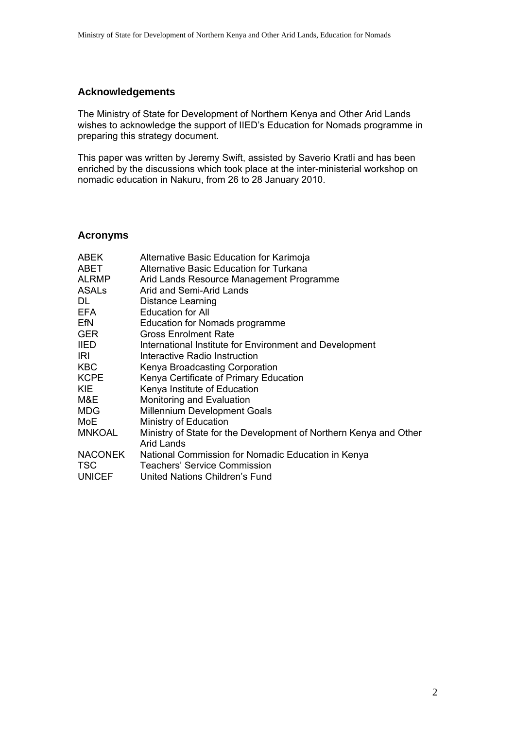## Acknowledgements

The Ministry of State for Development of Northern Kenya and Other Arid Lands wishes to acknowledge the support of IIED's Education for Nomads programme in preparing this strategy document.

This paper was written by Jeremy Swift, assisted by Saverio Kratli and has been enriched by the discussions which took place at the inter-ministerial workshop on nomadic education in Nakuru, from 26 to 28 January 2010.

## Acronyms

| | |
|---|---|
| ABEK | Alternative Basic Education for Karimoja |
| ABET | Alternative Basic Education for Turkana |
| ALRMP | Arid Lands Resource Management Programme |
| ASALs | Arid and Semi-Arid Lands |
| DL | Distance Learning |
| EFA | Education for All |
| EfN | Education for Nomads programme |
| GER | Gross Enrolment Rate |
| IIED | International Institute for Environment and Development |
| IRI | Interactive Radio Instruction |
| KBC | Kenya Broadcasting Corporation |
| KCPE | Kenya Certificate of Primary Education |
| KIE | Kenya Institute of Education |
| M&E | Monitoring and Evaluation |
| MDG | Millennium Development Goals |
| MoE | Ministry of Education |
| MNKOAL | Ministry of State for the Development of Northern Kenya and Other Arid Lands |
| NACONEK | National Commission for Nomadic Education in Kenya |
| TSC | Teachers' Service Commission |
| UNICEF | United Nations Children's Fund |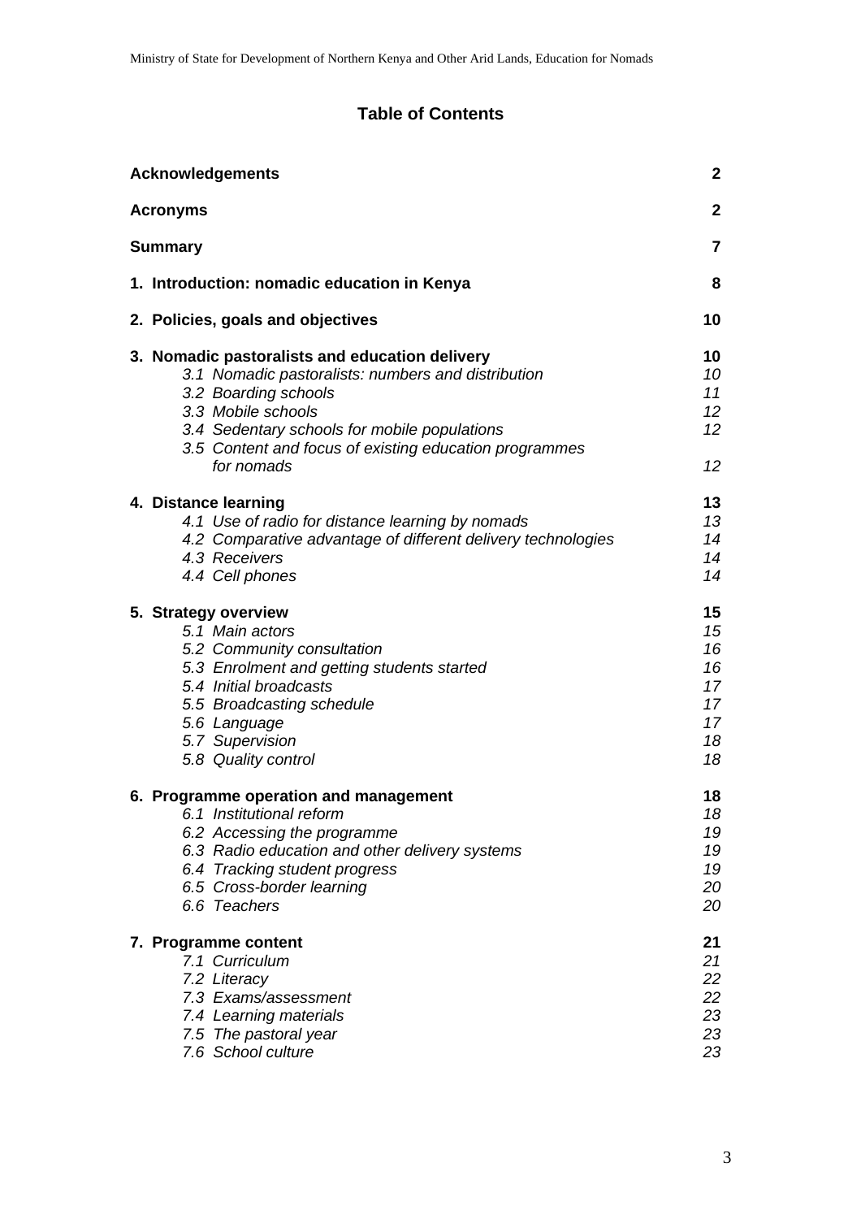# Table of Contents

| | |
|---|---|
| **Acknowledgements** | **2** |
| **Acronyms** | **2** |
| **Summary** | **7** |
| **1. Introduction: nomadic education in Kenya** | **8** |
| **2. Policies, goals and objectives** | **10** |
| **3. Nomadic pastoralists and education delivery** | **10** |
| *3.1 Nomadic pastoralists: numbers and distribution* | *10* |
| *3.2 Boarding schools* | *11* |
| *3.3 Mobile schools* | *12* |
| *3.4 Sedentary schools for mobile populations* | *12* |
| *3.5 Content and focus of existing education programmes for nomads* | *12* |
| **4. Distance learning** | **13** |
| *4.1 Use of radio for distance learning by nomads* | *13* |
| *4.2 Comparative advantage of different delivery technologies* | *14* |
| *4.3 Receivers* | *14* |
| *4.4 Cell phones* | *14* |
| **5. Strategy overview** | **15** |
| *5.1 Main actors* | *15* |
| *5.2 Community consultation* | *16* |
| *5.3 Enrolment and getting students started* | *16* |
| *5.4 Initial broadcasts* | *17* |
| *5.5 Broadcasting schedule* | *17* |
| *5.6 Language* | *17* |
| *5.7 Supervision* | *18* |
| *5.8 Quality control* | *18* |
| **6. Programme operation and management** | **18** |
| *6.1 Institutional reform* | *18* |
| *6.2 Accessing the programme* | *19* |
| *6.3 Radio education and other delivery systems* | *19* |
| *6.4 Tracking student progress* | *19* |
| *6.5 Cross-border learning* | *20* |
| *6.6 Teachers* | *20* |
| **7. Programme content** | **21** |
| *7.1 Curriculum* | *21* |
| *7.2 Literacy* | *22* |
| *7.3 Exams/assessment* | *22* |
| *7.4 Learning materials* | *23* |
| *7.5 The pastoral year* | *23* |
| *7.6 School culture* | *23* |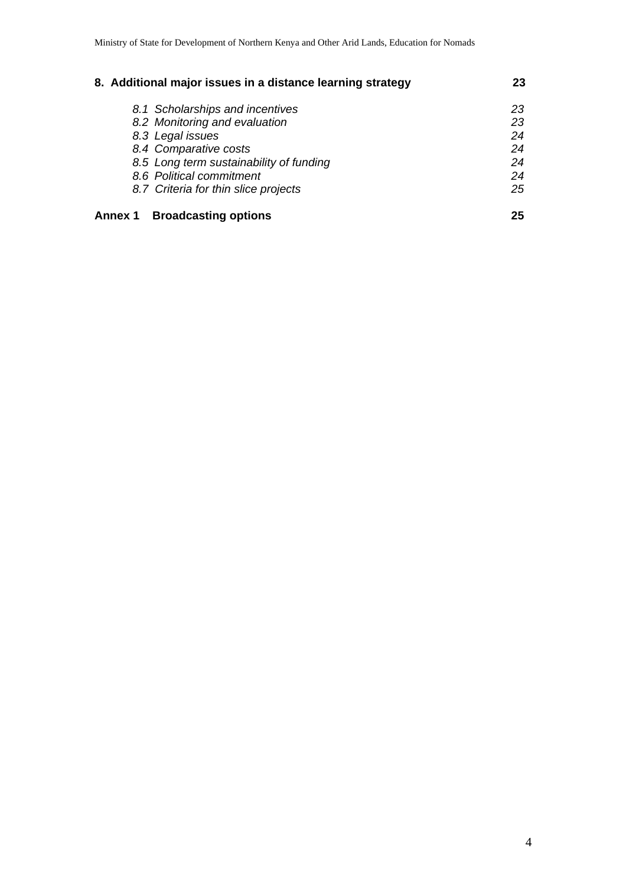**8. Additional major issues in a distance learning strategy** **23**

*8.1 Scholarships and incentives* *23*
*8.2 Monitoring and evaluation* *23*
*8.3 Legal issues* *24*
*8.4 Comparative costs* *24*
*8.5 Long term sustainability of funding* *24*
*8.6 Political commitment* *24*
*8.7 Criteria for thin slice projects* *25*

**Annex 1 Broadcasting options** **25**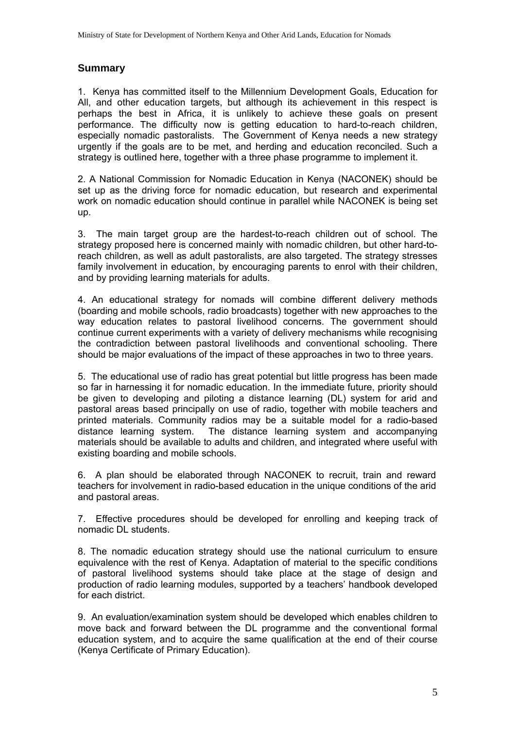## Summary

1. Kenya has committed itself to the Millennium Development Goals, Education for All, and other education targets, but although its achievement in this respect is perhaps the best in Africa, it is unlikely to achieve these goals on present performance. The difficulty now is getting education to hard-to-reach children, especially nomadic pastoralists. The Government of Kenya needs a new strategy urgently if the goals are to be met, and herding and education reconciled. Such a strategy is outlined here, together with a three phase programme to implement it.

2. A National Commission for Nomadic Education in Kenya (NACONEK) should be set up as the driving force for nomadic education, but research and experimental work on nomadic education should continue in parallel while NACONEK is being set up.

3. The main target group are the hardest-to-reach children out of school. The strategy proposed here is concerned mainly with nomadic children, but other hard-to-reach children, as well as adult pastoralists, are also targeted. The strategy stresses family involvement in education, by encouraging parents to enrol with their children, and by providing learning materials for adults.

4. An educational strategy for nomads will combine different delivery methods (boarding and mobile schools, radio broadcasts) together with new approaches to the way education relates to pastoral livelihood concerns. The government should continue current experiments with a variety of delivery mechanisms while recognising the contradiction between pastoral livelihoods and conventional schooling. There should be major evaluations of the impact of these approaches in two to three years.

5. The educational use of radio has great potential but little progress has been made so far in harnessing it for nomadic education. In the immediate future, priority should be given to developing and piloting a distance learning (DL) system for arid and pastoral areas based principally on use of radio, together with mobile teachers and printed materials. Community radios may be a suitable model for a radio-based distance learning system. The distance learning system and accompanying materials should be available to adults and children, and integrated where useful with existing boarding and mobile schools.

6. A plan should be elaborated through NACONEK to recruit, train and reward teachers for involvement in radio-based education in the unique conditions of the arid and pastoral areas.

7. Effective procedures should be developed for enrolling and keeping track of nomadic DL students.

8. The nomadic education strategy should use the national curriculum to ensure equivalence with the rest of Kenya. Adaptation of material to the specific conditions of pastoral livelihood systems should take place at the stage of design and production of radio learning modules, supported by a teachers' handbook developed for each district.

9. An evaluation/examination system should be developed which enables children to move back and forward between the DL programme and the conventional formal education system, and to acquire the same qualification at the end of their course (Kenya Certificate of Primary Education).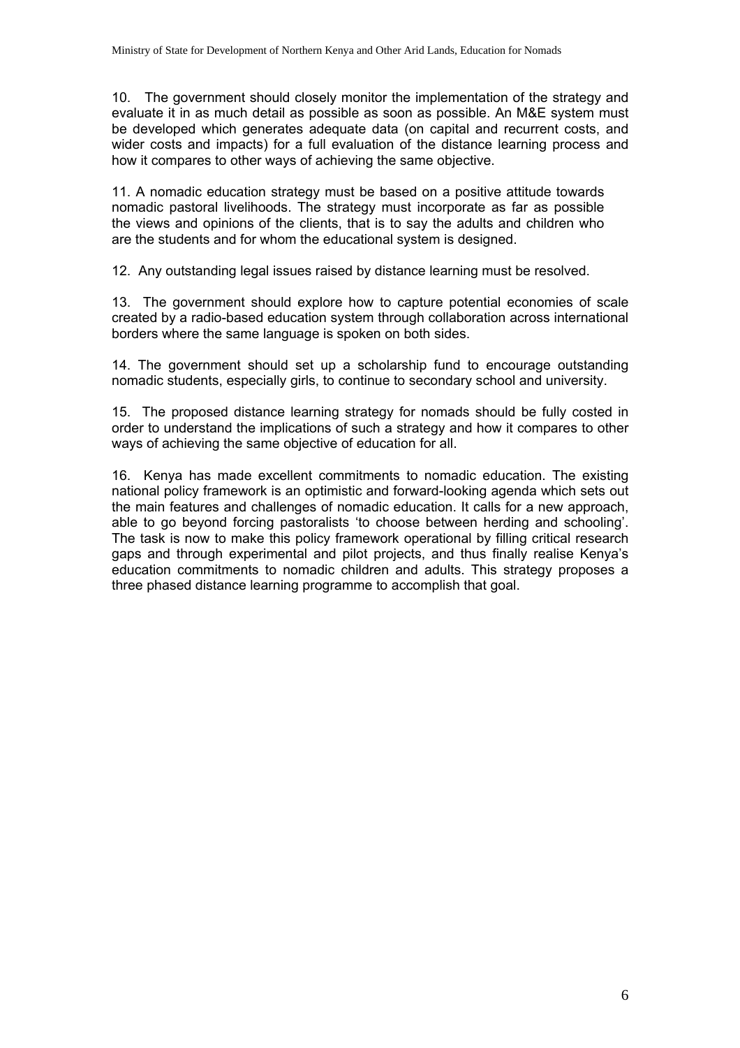10. The government should closely monitor the implementation of the strategy and evaluate it in as much detail as possible as soon as possible. An M&E system must be developed which generates adequate data (on capital and recurrent costs, and wider costs and impacts) for a full evaluation of the distance learning process and how it compares to other ways of achieving the same objective.

11. A nomadic education strategy must be based on a positive attitude towards nomadic pastoral livelihoods. The strategy must incorporate as far as possible the views and opinions of the clients, that is to say the adults and children who are the students and for whom the educational system is designed.

12. Any outstanding legal issues raised by distance learning must be resolved.

13. The government should explore how to capture potential economies of scale created by a radio-based education system through collaboration across international borders where the same language is spoken on both sides.

14. The government should set up a scholarship fund to encourage outstanding nomadic students, especially girls, to continue to secondary school and university.

15. The proposed distance learning strategy for nomads should be fully costed in order to understand the implications of such a strategy and how it compares to other ways of achieving the same objective of education for all.

16. Kenya has made excellent commitments to nomadic education. The existing national policy framework is an optimistic and forward-looking agenda which sets out the main features and challenges of nomadic education. It calls for a new approach, able to go beyond forcing pastoralists 'to choose between herding and schooling'. The task is now to make this policy framework operational by filling critical research gaps and through experimental and pilot projects, and thus finally realise Kenya's education commitments to nomadic children and adults. This strategy proposes a three phased distance learning programme to accomplish that goal.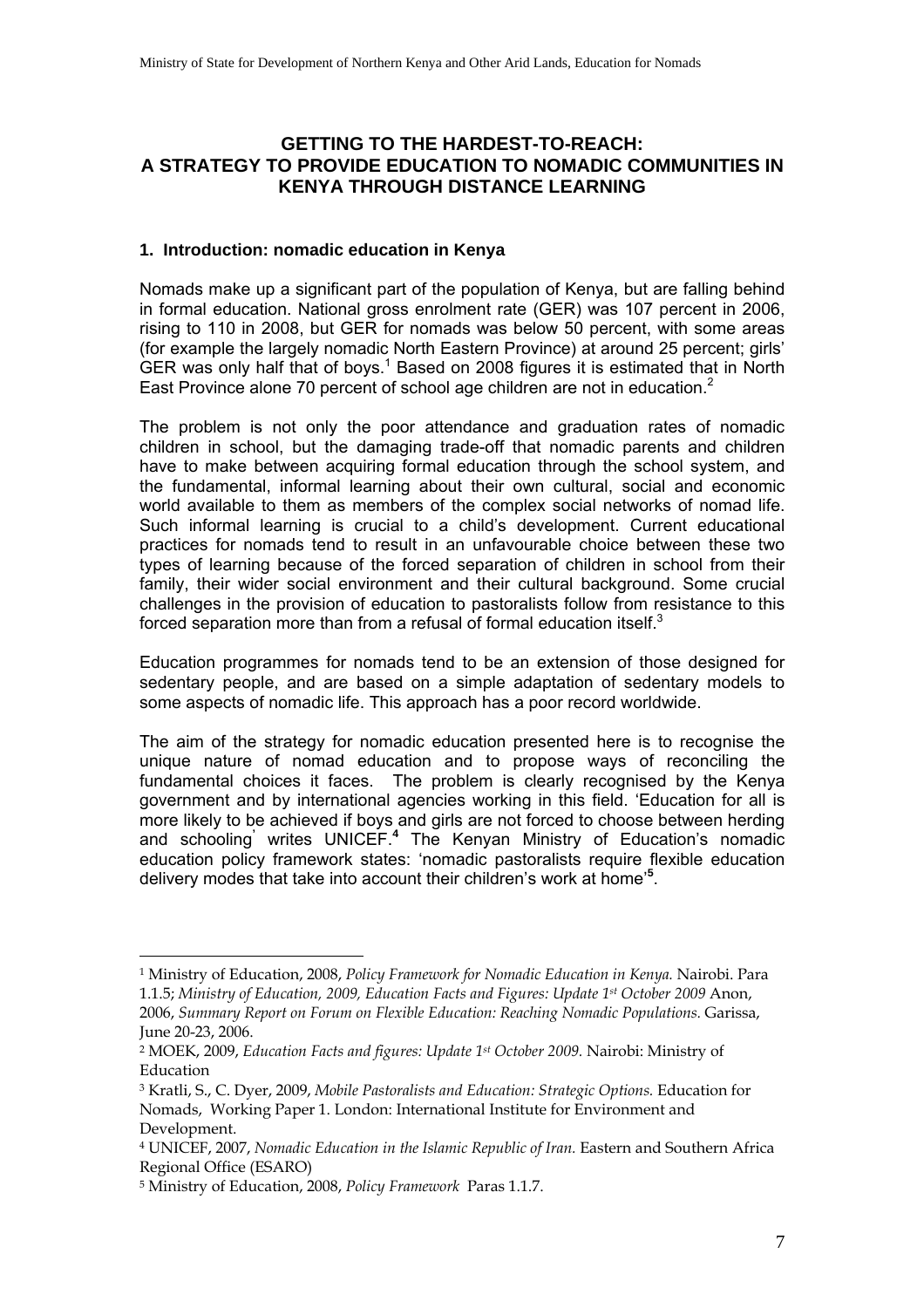## GETTING TO THE HARDEST-TO-REACH: A STRATEGY TO PROVIDE EDUCATION TO NOMADIC COMMUNITIES IN KENYA THROUGH DISTANCE LEARNING

### 1. Introduction: nomadic education in Kenya

Nomads make up a significant part of the population of Kenya, but are falling behind in formal education. National gross enrolment rate (GER) was 107 percent in 2006, rising to 110 in 2008, but GER for nomads was below 50 percent, with some areas (for example the largely nomadic North Eastern Province) at around 25 percent; girls' GER was only half that of boys.[1] Based on 2008 figures it is estimated that in North East Province alone 70 percent of school age children are not in education.[2]

The problem is not only the poor attendance and graduation rates of nomadic children in school, but the damaging trade-off that nomadic parents and children have to make between acquiring formal education through the school system, and the fundamental, informal learning about their own cultural, social and economic world available to them as members of the complex social networks of nomad life. Such informal learning is crucial to a child's development. Current educational practices for nomads tend to result in an unfavourable choice between these two types of learning because of the forced separation of children in school from their family, their wider social environment and their cultural background. Some crucial challenges in the provision of education to pastoralists follow from resistance to this forced separation more than from a refusal of formal education itself.[3]

Education programmes for nomads tend to be an extension of those designed for sedentary people, and are based on a simple adaptation of sedentary models to some aspects of nomadic life. This approach has a poor record worldwide.

The aim of the strategy for nomadic education presented here is to recognise the unique nature of nomad education and to propose ways of reconciling the fundamental choices it faces. The problem is clearly recognised by the Kenya government and by international agencies working in this field. 'Education for all is more likely to be achieved if boys and girls are not forced to choose between herding and schooling' writes UNICEF.[4] The Kenyan Ministry of Education's nomadic education policy framework states: 'nomadic pastoralists require flexible education delivery modes that take into account their children's work at home'[5].

---

[1] Ministry of Education, 2008, *Policy Framework for Nomadic Education in Kenya.* Nairobi. Para 1.1.5; *Ministry of Education, 2009, Education Facts and Figures: Update 1st October 2009* Anon, 2006, *Summary Report on Forum on Flexible Education: Reaching Nomadic Populations.* Garissa, June 20-23, 2006.

[2] MOEK, 2009, *Education Facts and figures: Update 1st October 2009.* Nairobi: Ministry of Education

[3] Kratli, S., C. Dyer, 2009, *Mobile Pastoralists and Education: Strategic Options.* Education for Nomads, Working Paper 1. London: International Institute for Environment and Development.

[4] UNICEF, 2007, *Nomadic Education in the Islamic Republic of Iran.* Eastern and Southern Africa Regional Office (ESARO)

[5] Ministry of Education, 2008, *Policy Framework* Paras 1.1.7.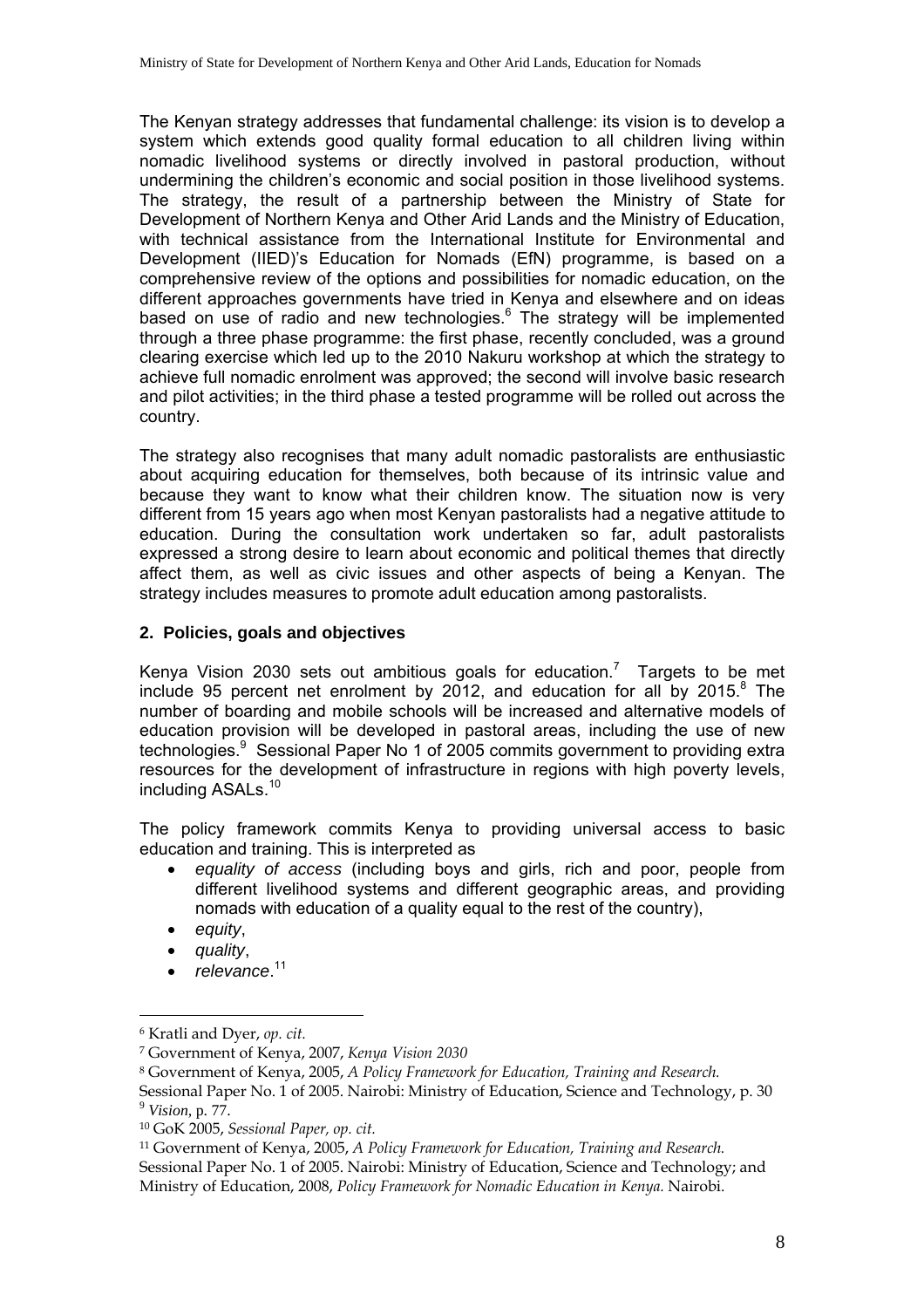The Kenyan strategy addresses that fundamental challenge: its vision is to develop a system which extends good quality formal education to all children living within nomadic livelihood systems or directly involved in pastoral production, without undermining the children's economic and social position in those livelihood systems. The strategy, the result of a partnership between the Ministry of State for Development of Northern Kenya and Other Arid Lands and the Ministry of Education, with technical assistance from the International Institute for Environmental and Development (IIED)'s Education for Nomads (EfN) programme, is based on a comprehensive review of the options and possibilities for nomadic education, on the different approaches governments have tried in Kenya and elsewhere and on ideas based on use of radio and new technologies.[6] The strategy will be implemented through a three phase programme: the first phase, recently concluded, was a ground clearing exercise which led up to the 2010 Nakuru workshop at which the strategy to achieve full nomadic enrolment was approved; the second will involve basic research and pilot activities; in the third phase a tested programme will be rolled out across the country.

The strategy also recognises that many adult nomadic pastoralists are enthusiastic about acquiring education for themselves, both because of its intrinsic value and because they want to know what their children know. The situation now is very different from 15 years ago when most Kenyan pastoralists had a negative attitude to education. During the consultation work undertaken so far, adult pastoralists expressed a strong desire to learn about economic and political themes that directly affect them, as well as civic issues and other aspects of being a Kenyan. The strategy includes measures to promote adult education among pastoralists.

## 2. Policies, goals and objectives

Kenya Vision 2030 sets out ambitious goals for education.[7] Targets to be met include 95 percent net enrolment by 2012, and education for all by 2015.[8] The number of boarding and mobile schools will be increased and alternative models of education provision will be developed in pastoral areas, including the use of new technologies.[9] Sessional Paper No 1 of 2005 commits government to providing extra resources for the development of infrastructure in regions with high poverty levels, including ASALs.[10]

The policy framework commits Kenya to providing universal access to basic education and training. This is interpreted as

- *equality of access* (including boys and girls, rich and poor, people from different livelihood systems and different geographic areas, and providing nomads with education of a quality equal to the rest of the country),
- *equity*,
- *quality*,
- *relevance*.[11]

---

[6] Kratli and Dyer, *op. cit.*

[7] Government of Kenya, 2007, *Kenya Vision 2030*

[8] Government of Kenya, 2005, *A Policy Framework for Education, Training and Research.* Sessional Paper No. 1 of 2005. Nairobi: Ministry of Education, Science and Technology, p. 30

[9] *Vision*, p. 77.

[10] GoK 2005, *Sessional Paper, op. cit.*

[11] Government of Kenya, 2005, *A Policy Framework for Education, Training and Research.* Sessional Paper No. 1 of 2005. Nairobi: Ministry of Education, Science and Technology; and Ministry of Education, 2008, *Policy Framework for Nomadic Education in Kenya.* Nairobi.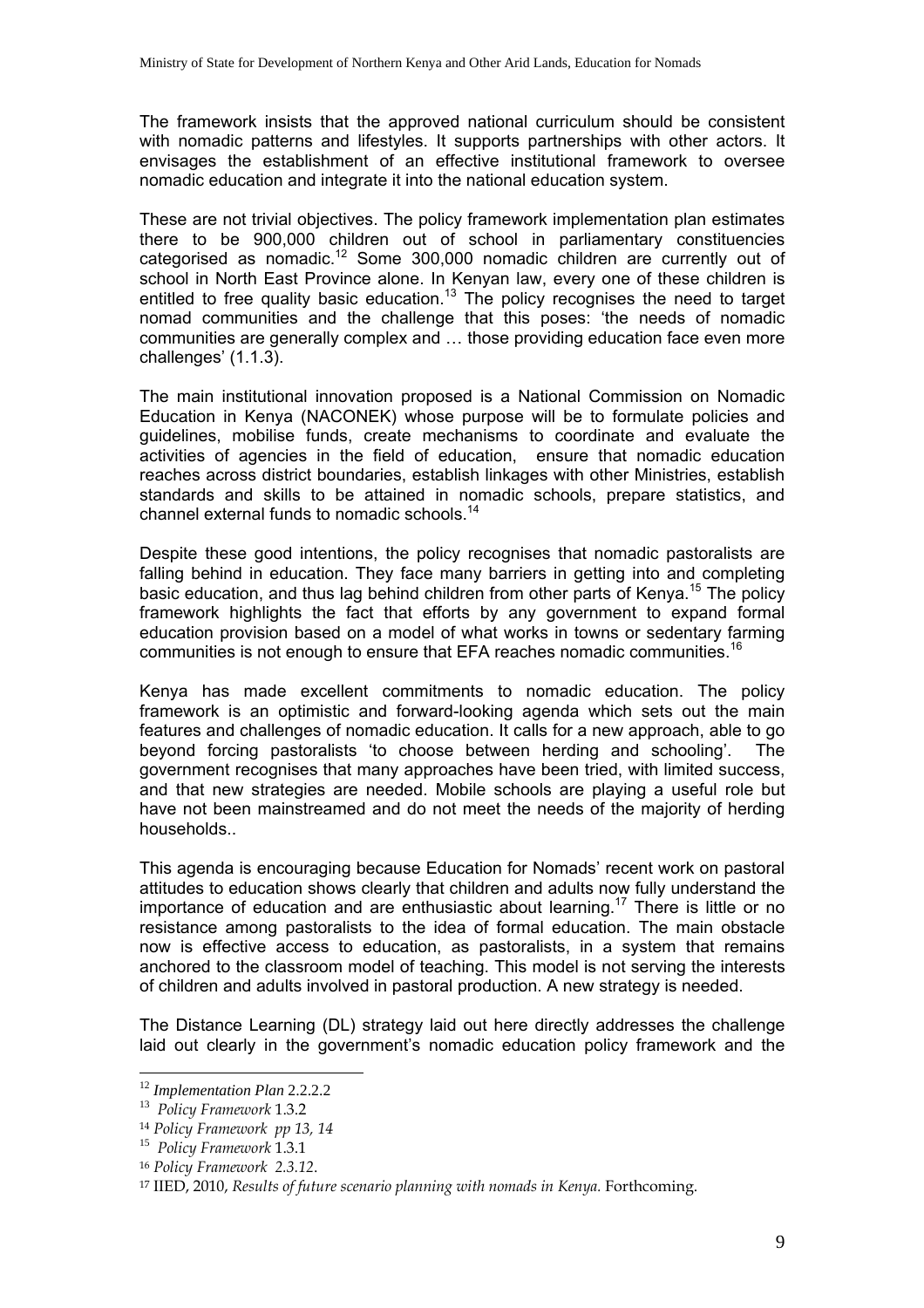The framework insists that the approved national curriculum should be consistent with nomadic patterns and lifestyles. It supports partnerships with other actors. It envisages the establishment of an effective institutional framework to oversee nomadic education and integrate it into the national education system.

These are not trivial objectives. The policy framework implementation plan estimates there to be 900,000 children out of school in parliamentary constituencies categorised as nomadic.[12] Some 300,000 nomadic children are currently out of school in North East Province alone. In Kenyan law, every one of these children is entitled to free quality basic education.[13] The policy recognises the need to target nomad communities and the challenge that this poses: 'the needs of nomadic communities are generally complex and … those providing education face even more challenges' (1.1.3).

The main institutional innovation proposed is a National Commission on Nomadic Education in Kenya (NACONEK) whose purpose will be to formulate policies and guidelines, mobilise funds, create mechanisms to coordinate and evaluate the activities of agencies in the field of education, ensure that nomadic education reaches across district boundaries, establish linkages with other Ministries, establish standards and skills to be attained in nomadic schools, prepare statistics, and channel external funds to nomadic schools.[14]

Despite these good intentions, the policy recognises that nomadic pastoralists are falling behind in education. They face many barriers in getting into and completing basic education, and thus lag behind children from other parts of Kenya.[15] The policy framework highlights the fact that efforts by any government to expand formal education provision based on a model of what works in towns or sedentary farming communities is not enough to ensure that EFA reaches nomadic communities.[16]

Kenya has made excellent commitments to nomadic education. The policy framework is an optimistic and forward-looking agenda which sets out the main features and challenges of nomadic education. It calls for a new approach, able to go beyond forcing pastoralists 'to choose between herding and schooling'. The government recognises that many approaches have been tried, with limited success, and that new strategies are needed. Mobile schools are playing a useful role but have not been mainstreamed and do not meet the needs of the majority of herding households..

This agenda is encouraging because Education for Nomads' recent work on pastoral attitudes to education shows clearly that children and adults now fully understand the importance of education and are enthusiastic about learning.[17] There is little or no resistance among pastoralists to the idea of formal education. The main obstacle now is effective access to education, as pastoralists, in a system that remains anchored to the classroom model of teaching. This model is not serving the interests of children and adults involved in pastoral production. A new strategy is needed.

The Distance Learning (DL) strategy laid out here directly addresses the challenge laid out clearly in the government's nomadic education policy framework and the

---

[12] *Implementation Plan* 2.2.2.2

[13] *Policy Framework* 1.3.2

[14] *Policy Framework pp 13, 14*

[15] *Policy Framework* 1.3.1

[16] *Policy Framework 2.3.12.*

[17] IIED, 2010, *Results of future scenario planning with nomads in Kenya.* Forthcoming.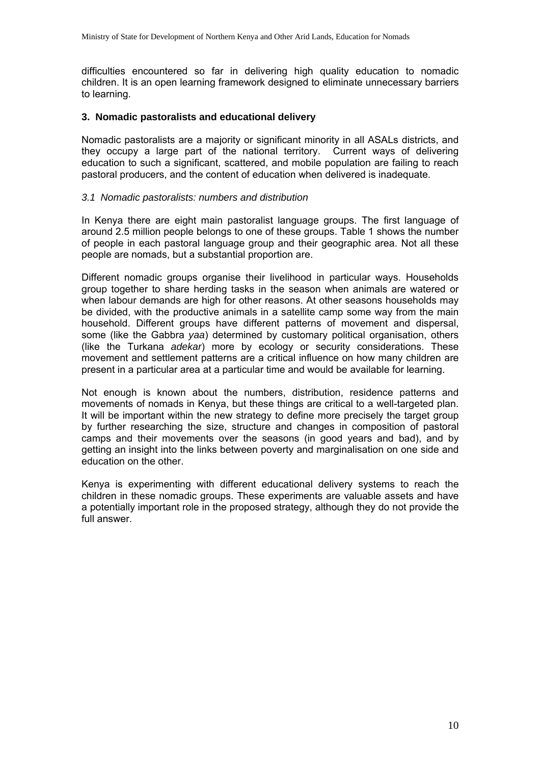difficulties encountered so far in delivering high quality education to nomadic children. It is an open learning framework designed to eliminate unnecessary barriers to learning.

## 3. Nomadic pastoralists and educational delivery

Nomadic pastoralists are a majority or significant minority in all ASALs districts, and they occupy a large part of the national territory. Current ways of delivering education to such a significant, scattered, and mobile population are failing to reach pastoral producers, and the content of education when delivered is inadequate.

### *3.1 Nomadic pastoralists: numbers and distribution*

In Kenya there are eight main pastoralist language groups. The first language of around 2.5 million people belongs to one of these groups. Table 1 shows the number of people in each pastoral language group and their geographic area. Not all these people are nomads, but a substantial proportion are.

Different nomadic groups organise their livelihood in particular ways. Households group together to share herding tasks in the season when animals are watered or when labour demands are high for other reasons. At other seasons households may be divided, with the productive animals in a satellite camp some way from the main household. Different groups have different patterns of movement and dispersal, some (like the Gabbra *yaa*) determined by customary political organisation, others (like the Turkana *adekar*) more by ecology or security considerations. These movement and settlement patterns are a critical influence on how many children are present in a particular area at a particular time and would be available for learning.

Not enough is known about the numbers, distribution, residence patterns and movements of nomads in Kenya, but these things are critical to a well-targeted plan. It will be important within the new strategy to define more precisely the target group by further researching the size, structure and changes in composition of pastoral camps and their movements over the seasons (in good years and bad), and by getting an insight into the links between poverty and marginalisation on one side and education on the other.

Kenya is experimenting with different educational delivery systems to reach the children in these nomadic groups. These experiments are valuable assets and have a potentially important role in the proposed strategy, although they do not provide the full answer.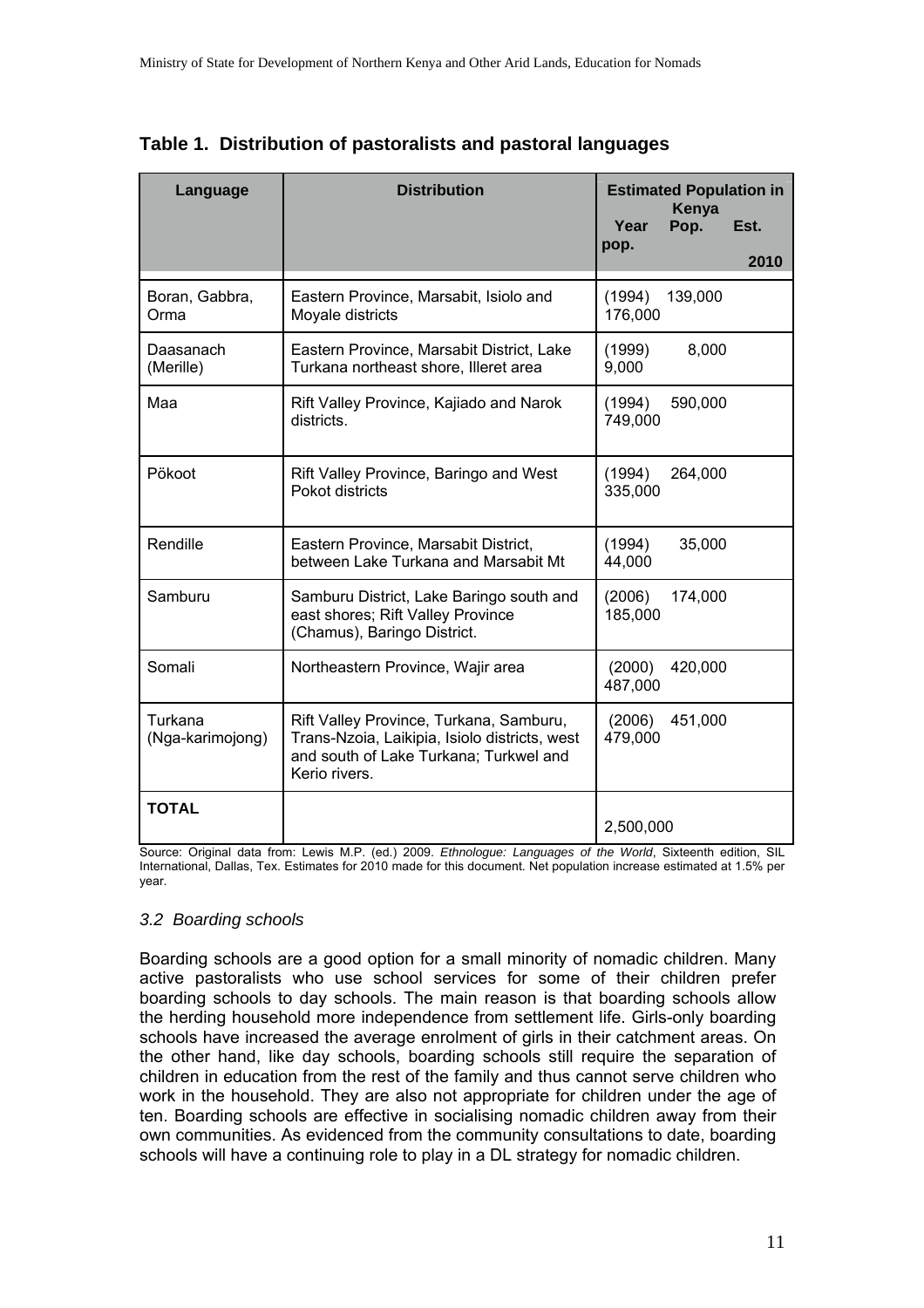**Table 1. Distribution of pastoralists and pastoral languages**

| Language | Distribution | Estimated Population in Kenya | | |
|---|---|---|---|---|
| | | Year | Pop. | Est. pop. 2010 |
| Boran, Gabbra, Orma | Eastern Province, Marsabit, Isiolo and Moyale districts | (1994) | 139,000 | 176,000 |
| Daasanach (Merille) | Eastern Province, Marsabit District, Lake Turkana northeast shore, Illeret area | (1999) | 8,000 | 9,000 |
| Maa | Rift Valley Province, Kajiado and Narok districts. | (1994) | 590,000 | 749,000 |
| Pökoot | Rift Valley Province, Baringo and West Pokot districts | (1994) | 264,000 | 335,000 |
| Rendille | Eastern Province, Marsabit District, between Lake Turkana and Marsabit Mt | (1994) | 35,000 | 44,000 |
| Samburu | Samburu District, Lake Baringo south and east shores; Rift Valley Province (Chamus), Baringo District. | (2006) | 174,000 | 185,000 |
| Somali | Northeastern Province, Wajir area | (2000) | 420,000 | 487,000 |
| Turkana (Nga-karimojong) | Rift Valley Province, Turkana, Samburu, Trans-Nzoia, Laikipia, Isiolo districts, west and south of Lake Turkana; Turkwel and Kerio rivers. | (2006) | 451,000 | 479,000 |
| **TOTAL** | | | | 2,500,000 |

Source: Original data from: Lewis M.P. (ed.) 2009. *Ethnologue: Languages of the World*, Sixteenth edition, SIL International, Dallas, Tex. Estimates for 2010 made for this document. Net population increase estimated at 1.5% per year.

### *3.2 Boarding schools*

Boarding schools are a good option for a small minority of nomadic children. Many active pastoralists who use school services for some of their children prefer boarding schools to day schools. The main reason is that boarding schools allow the herding household more independence from settlement life. Girls-only boarding schools have increased the average enrolment of girls in their catchment areas. On the other hand, like day schools, boarding schools still require the separation of children in education from the rest of the family and thus cannot serve children who work in the household. They are also not appropriate for children under the age of ten. Boarding schools are effective in socialising nomadic children away from their own communities. As evidenced from the community consultations to date, boarding schools will have a continuing role to play in a DL strategy for nomadic children.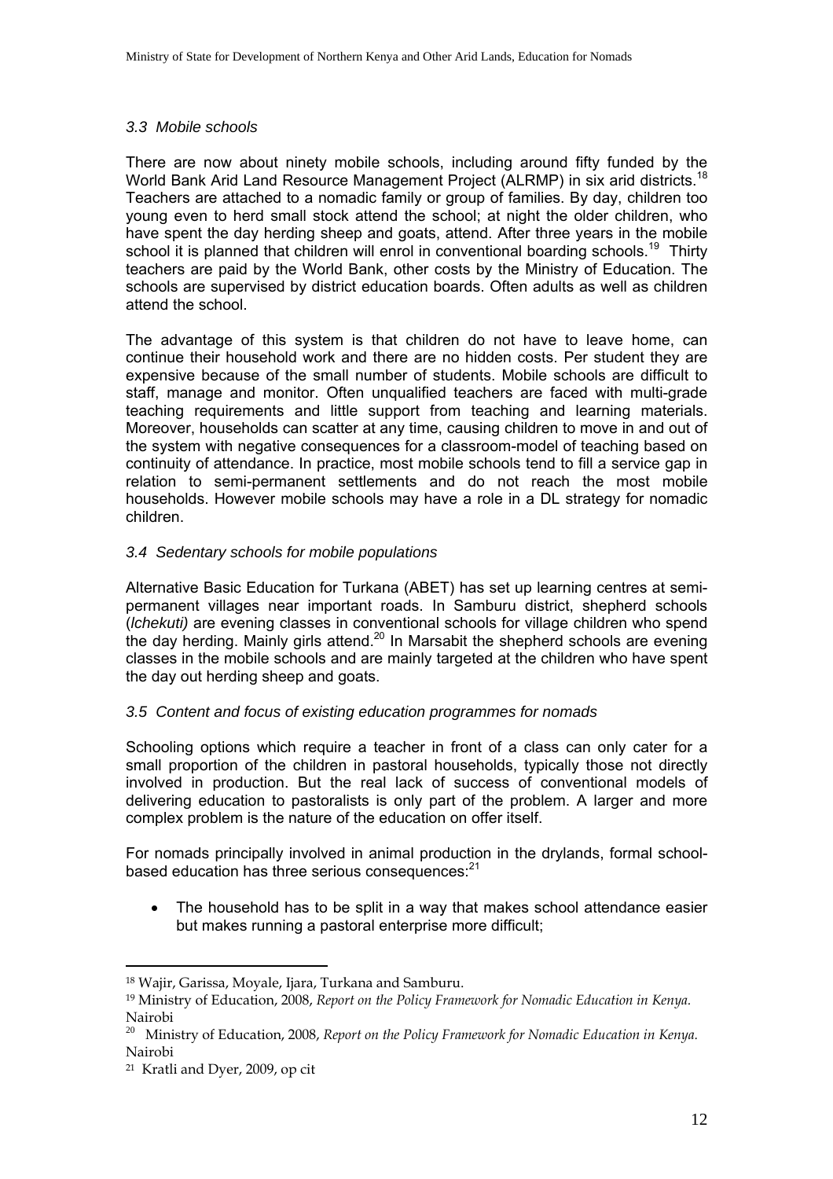### *3.3 Mobile schools*

There are now about ninety mobile schools, including around fifty funded by the World Bank Arid Land Resource Management Project (ALRMP) in six arid districts.[18] Teachers are attached to a nomadic family or group of families. By day, children too young even to herd small stock attend the school; at night the older children, who have spent the day herding sheep and goats, attend. After three years in the mobile school it is planned that children will enrol in conventional boarding schools.[19] Thirty teachers are paid by the World Bank, other costs by the Ministry of Education. The schools are supervised by district education boards. Often adults as well as children attend the school.

The advantage of this system is that children do not have to leave home, can continue their household work and there are no hidden costs. Per student they are expensive because of the small number of students. Mobile schools are difficult to staff, manage and monitor. Often unqualified teachers are faced with multi-grade teaching requirements and little support from teaching and learning materials. Moreover, households can scatter at any time, causing children to move in and out of the system with negative consequences for a classroom-model of teaching based on continuity of attendance. In practice, most mobile schools tend to fill a service gap in relation to semi-permanent settlements and do not reach the most mobile households. However mobile schools may have a role in a DL strategy for nomadic children.

### *3.4 Sedentary schools for mobile populations*

Alternative Basic Education for Turkana (ABET) has set up learning centres at semi-permanent villages near important roads. In Samburu district, shepherd schools (*lchekuti)* are evening classes in conventional schools for village children who spend the day herding. Mainly girls attend.[20] In Marsabit the shepherd schools are evening classes in the mobile schools and are mainly targeted at the children who have spent the day out herding sheep and goats.

### *3.5 Content and focus of existing education programmes for nomads*

Schooling options which require a teacher in front of a class can only cater for a small proportion of the children in pastoral households, typically those not directly involved in production. But the real lack of success of conventional models of delivering education to pastoralists is only part of the problem. A larger and more complex problem is the nature of the education on offer itself.

For nomads principally involved in animal production in the drylands, formal school-based education has three serious consequences:[21]

- The household has to be split in a way that makes school attendance easier but makes running a pastoral enterprise more difficult;

---

[18] Wajir, Garissa, Moyale, Ijara, Turkana and Samburu.

[19] Ministry of Education, 2008, *Report on the Policy Framework for Nomadic Education in Kenya.* Nairobi

[20] Ministry of Education, 2008, *Report on the Policy Framework for Nomadic Education in Kenya.* Nairobi

[21] Kratli and Dyer, 2009, op cit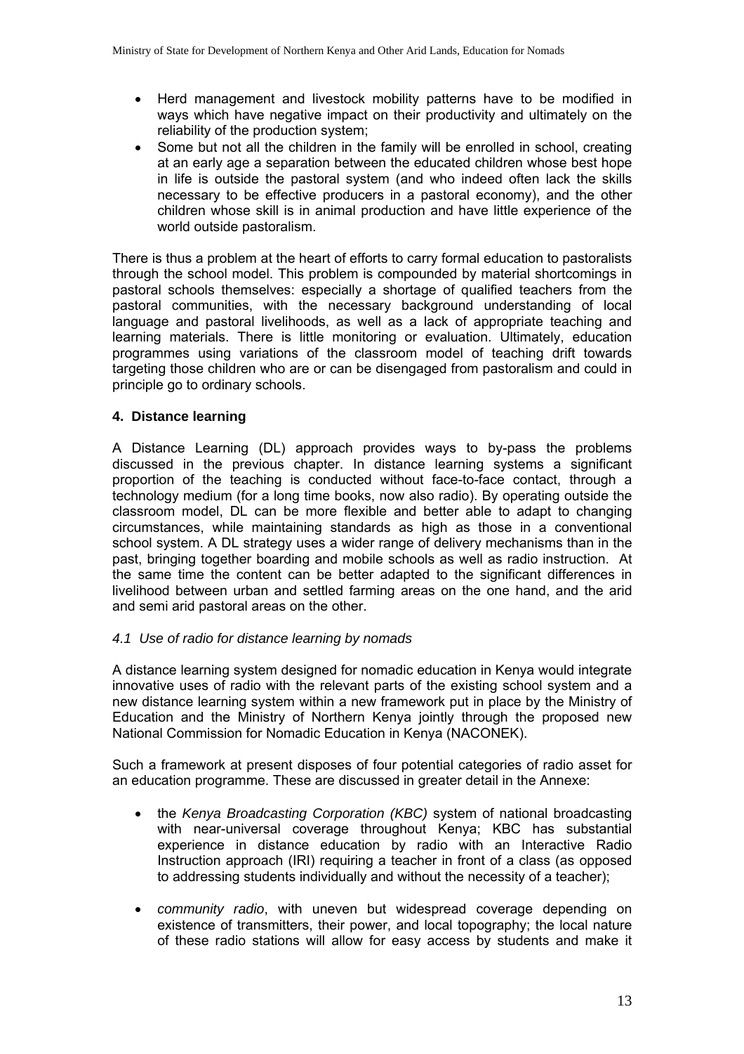- Herd management and livestock mobility patterns have to be modified in ways which have negative impact on their productivity and ultimately on the reliability of the production system;
- Some but not all the children in the family will be enrolled in school, creating at an early age a separation between the educated children whose best hope in life is outside the pastoral system (and who indeed often lack the skills necessary to be effective producers in a pastoral economy), and the other children whose skill is in animal production and have little experience of the world outside pastoralism.

There is thus a problem at the heart of efforts to carry formal education to pastoralists through the school model. This problem is compounded by material shortcomings in pastoral schools themselves: especially a shortage of qualified teachers from the pastoral communities, with the necessary background understanding of local language and pastoral livelihoods, as well as a lack of appropriate teaching and learning materials. There is little monitoring or evaluation. Ultimately, education programmes using variations of the classroom model of teaching drift towards targeting those children who are or can be disengaged from pastoralism and could in principle go to ordinary schools.

## 4. Distance learning

A Distance Learning (DL) approach provides ways to by-pass the problems discussed in the previous chapter. In distance learning systems a significant proportion of the teaching is conducted without face-to-face contact, through a technology medium (for a long time books, now also radio). By operating outside the classroom model, DL can be more flexible and better able to adapt to changing circumstances, while maintaining standards as high as those in a conventional school system. A DL strategy uses a wider range of delivery mechanisms than in the past, bringing together boarding and mobile schools as well as radio instruction. At the same time the content can be better adapted to the significant differences in livelihood between urban and settled farming areas on the one hand, and the arid and semi arid pastoral areas on the other.

### *4.1 Use of radio for distance learning by nomads*

A distance learning system designed for nomadic education in Kenya would integrate innovative uses of radio with the relevant parts of the existing school system and a new distance learning system within a new framework put in place by the Ministry of Education and the Ministry of Northern Kenya jointly through the proposed new National Commission for Nomadic Education in Kenya (NACONEK).

Such a framework at present disposes of four potential categories of radio asset for an education programme. These are discussed in greater detail in the Annexe:

- the *Kenya Broadcasting Corporation (KBC)* system of national broadcasting with near-universal coverage throughout Kenya; KBC has substantial experience in distance education by radio with an Interactive Radio Instruction approach (IRI) requiring a teacher in front of a class (as opposed to addressing students individually and without the necessity of a teacher);
- *community radio*, with uneven but widespread coverage depending on existence of transmitters, their power, and local topography; the local nature of these radio stations will allow for easy access by students and make it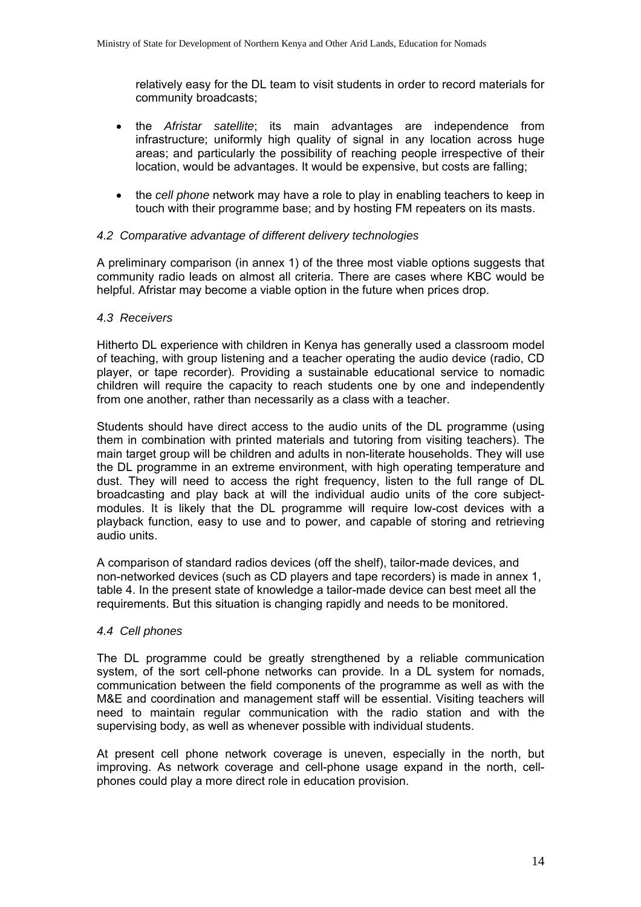relatively easy for the DL team to visit students in order to record materials for community broadcasts;

- the *Afristar satellite*; its main advantages are independence from infrastructure; uniformly high quality of signal in any location across huge areas; and particularly the possibility of reaching people irrespective of their location, would be advantages. It would be expensive, but costs are falling;
- the *cell phone* network may have a role to play in enabling teachers to keep in touch with their programme base; and by hosting FM repeaters on its masts.

### *4.2 Comparative advantage of different delivery technologies*

A preliminary comparison (in annex 1) of the three most viable options suggests that community radio leads on almost all criteria. There are cases where KBC would be helpful. Afristar may become a viable option in the future when prices drop.

### *4.3 Receivers*

Hitherto DL experience with children in Kenya has generally used a classroom model of teaching, with group listening and a teacher operating the audio device (radio, CD player, or tape recorder). Providing a sustainable educational service to nomadic children will require the capacity to reach students one by one and independently from one another, rather than necessarily as a class with a teacher.

Students should have direct access to the audio units of the DL programme (using them in combination with printed materials and tutoring from visiting teachers). The main target group will be children and adults in non-literate households. They will use the DL programme in an extreme environment, with high operating temperature and dust. They will need to access the right frequency, listen to the full range of DL broadcasting and play back at will the individual audio units of the core subject-modules. It is likely that the DL programme will require low-cost devices with a playback function, easy to use and to power, and capable of storing and retrieving audio units.

A comparison of standard radios devices (off the shelf), tailor-made devices, and non-networked devices (such as CD players and tape recorders) is made in annex 1, table 4. In the present state of knowledge a tailor-made device can best meet all the requirements. But this situation is changing rapidly and needs to be monitored.

### *4.4 Cell phones*

The DL programme could be greatly strengthened by a reliable communication system, of the sort cell-phone networks can provide. In a DL system for nomads, communication between the field components of the programme as well as with the M&E and coordination and management staff will be essential. Visiting teachers will need to maintain regular communication with the radio station and with the supervising body, as well as whenever possible with individual students.

At present cell phone network coverage is uneven, especially in the north, but improving. As network coverage and cell-phone usage expand in the north, cell-phones could play a more direct role in education provision.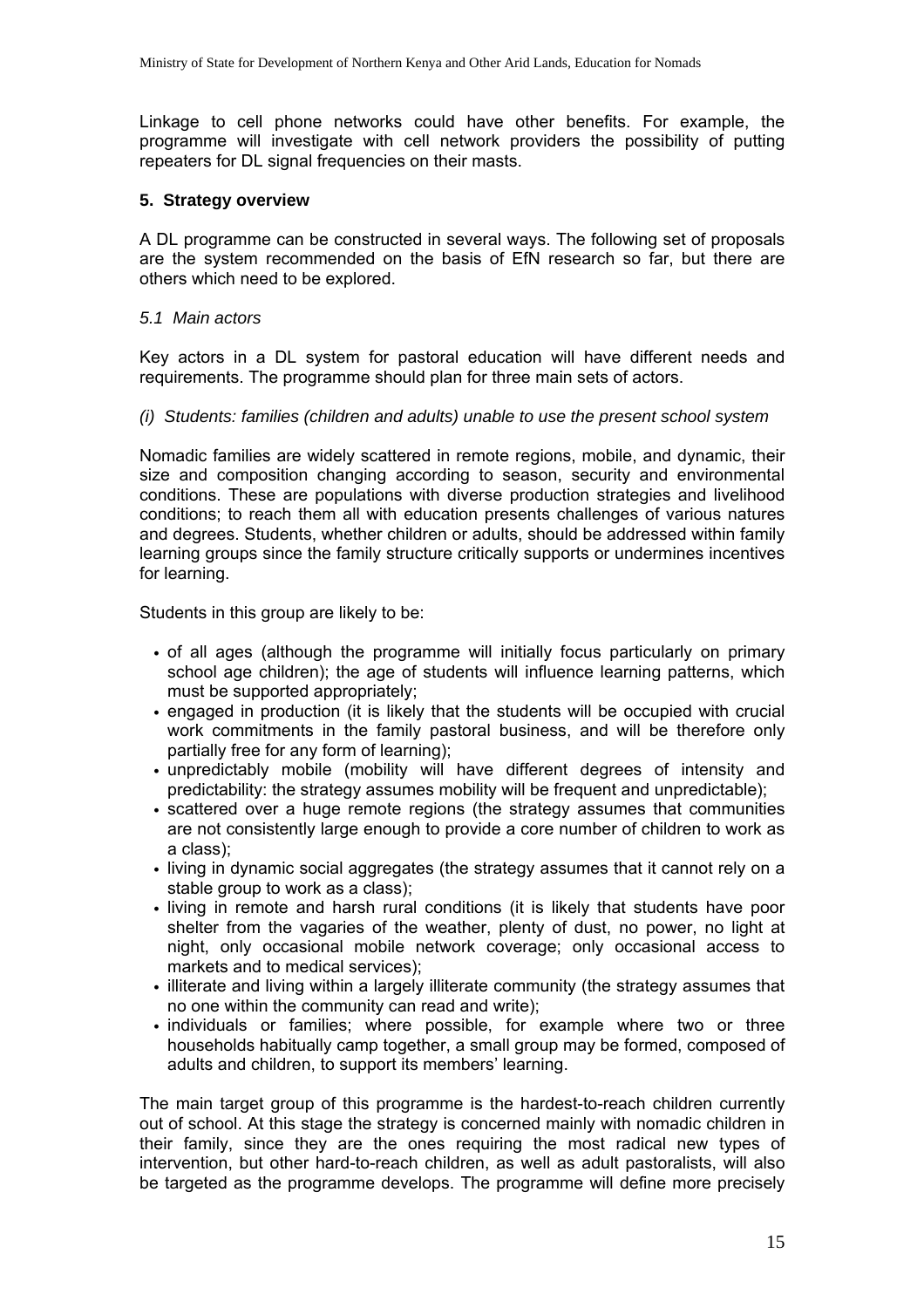Linkage to cell phone networks could have other benefits. For example, the programme will investigate with cell network providers the possibility of putting repeaters for DL signal frequencies on their masts.

## 5. Strategy overview

A DL programme can be constructed in several ways. The following set of proposals are the system recommended on the basis of EfN research so far, but there are others which need to be explored.

### *5.1 Main actors*

Key actors in a DL system for pastoral education will have different needs and requirements. The programme should plan for three main sets of actors.

#### *(i) Students: families (children and adults) unable to use the present school system*

Nomadic families are widely scattered in remote regions, mobile, and dynamic, their size and composition changing according to season, security and environmental conditions. These are populations with diverse production strategies and livelihood conditions; to reach them all with education presents challenges of various natures and degrees. Students, whether children or adults, should be addressed within family learning groups since the family structure critically supports or undermines incentives for learning.

Students in this group are likely to be:

- of all ages (although the programme will initially focus particularly on primary school age children); the age of students will influence learning patterns, which must be supported appropriately;
- engaged in production (it is likely that the students will be occupied with crucial work commitments in the family pastoral business, and will be therefore only partially free for any form of learning);
- unpredictably mobile (mobility will have different degrees of intensity and predictability: the strategy assumes mobility will be frequent and unpredictable);
- scattered over a huge remote regions (the strategy assumes that communities are not consistently large enough to provide a core number of children to work as a class);
- living in dynamic social aggregates (the strategy assumes that it cannot rely on a stable group to work as a class);
- living in remote and harsh rural conditions (it is likely that students have poor shelter from the vagaries of the weather, plenty of dust, no power, no light at night, only occasional mobile network coverage; only occasional access to markets and to medical services);
- illiterate and living within a largely illiterate community (the strategy assumes that no one within the community can read and write);
- individuals or families; where possible, for example where two or three households habitually camp together, a small group may be formed, composed of adults and children, to support its members' learning.

The main target group of this programme is the hardest-to-reach children currently out of school. At this stage the strategy is concerned mainly with nomadic children in their family, since they are the ones requiring the most radical new types of intervention, but other hard-to-reach children, as well as adult pastoralists, will also be targeted as the programme develops. The programme will define more precisely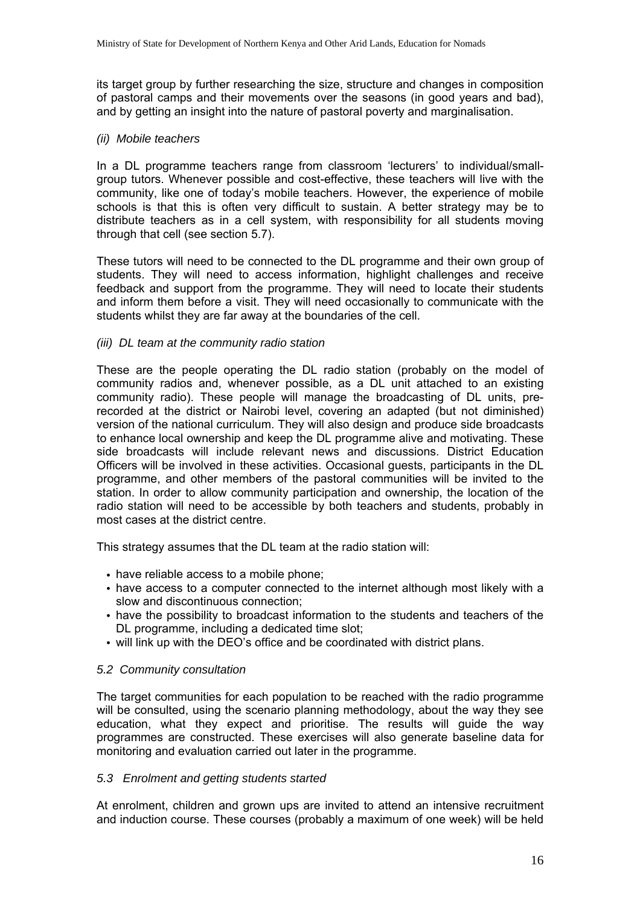its target group by further researching the size, structure and changes in composition of pastoral camps and their movements over the seasons (in good years and bad), and by getting an insight into the nature of pastoral poverty and marginalisation.

*(ii) Mobile teachers*

In a DL programme teachers range from classroom 'lecturers' to individual/small-group tutors. Whenever possible and cost-effective, these teachers will live with the community, like one of today's mobile teachers. However, the experience of mobile schools is that this is often very difficult to sustain. A better strategy may be to distribute teachers as in a cell system, with responsibility for all students moving through that cell (see section 5.7).

These tutors will need to be connected to the DL programme and their own group of students. They will need to access information, highlight challenges and receive feedback and support from the programme. They will need to locate their students and inform them before a visit. They will need occasionally to communicate with the students whilst they are far away at the boundaries of the cell.

*(iii) DL team at the community radio station*

These are the people operating the DL radio station (probably on the model of community radios and, whenever possible, as a DL unit attached to an existing community radio). These people will manage the broadcasting of DL units, pre-recorded at the district or Nairobi level, covering an adapted (but not diminished) version of the national curriculum. They will also design and produce side broadcasts to enhance local ownership and keep the DL programme alive and motivating. These side broadcasts will include relevant news and discussions. District Education Officers will be involved in these activities. Occasional guests, participants in the DL programme, and other members of the pastoral communities will be invited to the station. In order to allow community participation and ownership, the location of the radio station will need to be accessible by both teachers and students, probably in most cases at the district centre.

This strategy assumes that the DL team at the radio station will:

- have reliable access to a mobile phone;
- have access to a computer connected to the internet although most likely with a slow and discontinuous connection;
- have the possibility to broadcast information to the students and teachers of the DL programme, including a dedicated time slot;
- will link up with the DEO's office and be coordinated with district plans.

### *5.2 Community consultation*

The target communities for each population to be reached with the radio programme will be consulted, using the scenario planning methodology, about the way they see education, what they expect and prioritise. The results will guide the way programmes are constructed. These exercises will also generate baseline data for monitoring and evaluation carried out later in the programme.

### *5.3 Enrolment and getting students started*

At enrolment, children and grown ups are invited to attend an intensive recruitment and induction course. These courses (probably a maximum of one week) will be held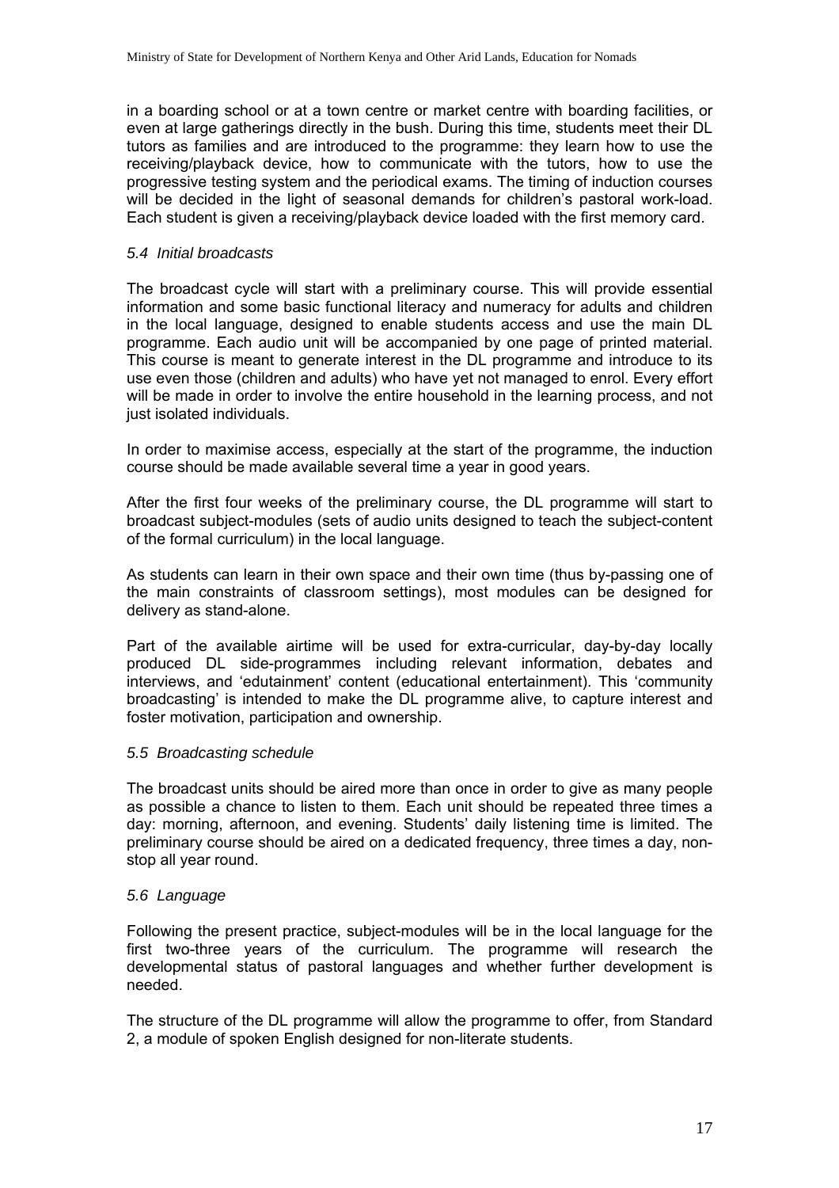in a boarding school or at a town centre or market centre with boarding facilities, or even at large gatherings directly in the bush. During this time, students meet their DL tutors as families and are introduced to the programme: they learn how to use the receiving/playback device, how to communicate with the tutors, how to use the progressive testing system and the periodical exams. The timing of induction courses will be decided in the light of seasonal demands for children's pastoral work-load. Each student is given a receiving/playback device loaded with the first memory card.

### *5.4 Initial broadcasts*

The broadcast cycle will start with a preliminary course. This will provide essential information and some basic functional literacy and numeracy for adults and children in the local language, designed to enable students access and use the main DL programme. Each audio unit will be accompanied by one page of printed material. This course is meant to generate interest in the DL programme and introduce to its use even those (children and adults) who have yet not managed to enrol. Every effort will be made in order to involve the entire household in the learning process, and not just isolated individuals.

In order to maximise access, especially at the start of the programme, the induction course should be made available several time a year in good years.

After the first four weeks of the preliminary course, the DL programme will start to broadcast subject-modules (sets of audio units designed to teach the subject-content of the formal curriculum) in the local language.

As students can learn in their own space and their own time (thus by-passing one of the main constraints of classroom settings), most modules can be designed for delivery as stand-alone.

Part of the available airtime will be used for extra-curricular, day-by-day locally produced DL side-programmes including relevant information, debates and interviews, and 'edutainment' content (educational entertainment). This 'community broadcasting' is intended to make the DL programme alive, to capture interest and foster motivation, participation and ownership.

### *5.5 Broadcasting schedule*

The broadcast units should be aired more than once in order to give as many people as possible a chance to listen to them. Each unit should be repeated three times a day: morning, afternoon, and evening. Students' daily listening time is limited. The preliminary course should be aired on a dedicated frequency, three times a day, non-stop all year round.

### *5.6 Language*

Following the present practice, subject-modules will be in the local language for the first two-three years of the curriculum. The programme will research the developmental status of pastoral languages and whether further development is needed.

The structure of the DL programme will allow the programme to offer, from Standard 2, a module of spoken English designed for non-literate students.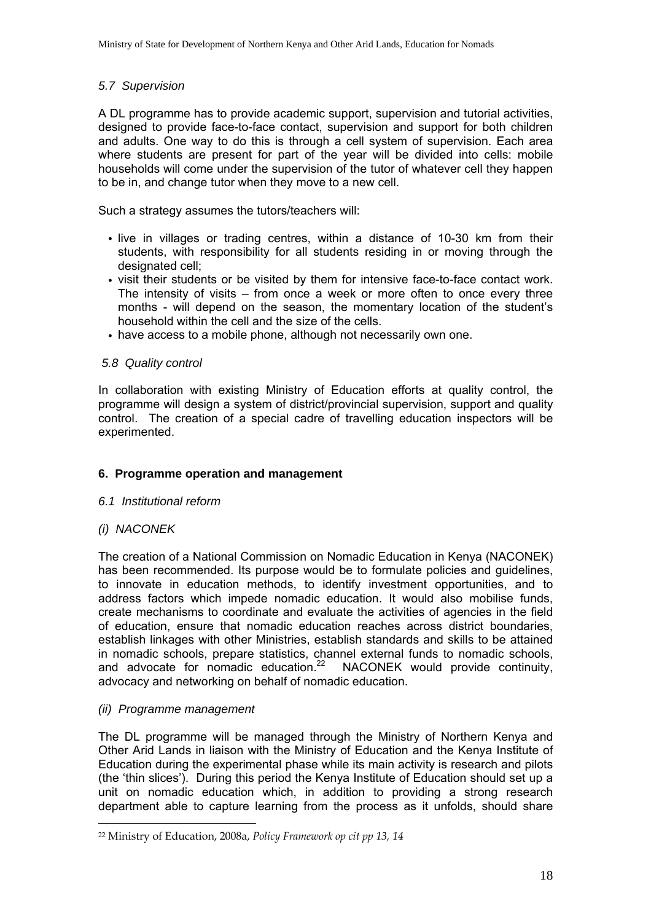### *5.7 Supervision*

A DL programme has to provide academic support, supervision and tutorial activities, designed to provide face-to-face contact, supervision and support for both children and adults. One way to do this is through a cell system of supervision. Each area where students are present for part of the year will be divided into cells: mobile households will come under the supervision of the tutor of whatever cell they happen to be in, and change tutor when they move to a new cell.

Such a strategy assumes the tutors/teachers will:

- live in villages or trading centres, within a distance of 10-30 km from their students, with responsibility for all students residing in or moving through the designated cell;
- visit their students or be visited by them for intensive face-to-face contact work. The intensity of visits – from once a week or more often to once every three months - will depend on the season, the momentary location of the student's household within the cell and the size of the cells.
- have access to a mobile phone, although not necessarily own one.

### *5.8 Quality control*

In collaboration with existing Ministry of Education efforts at quality control, the programme will design a system of district/provincial supervision, support and quality control. The creation of a special cadre of travelling education inspectors will be experimented.

## **6. Programme operation and management**

### *6.1 Institutional reform*

#### *(i) NACONEK*

The creation of a National Commission on Nomadic Education in Kenya (NACONEK) has been recommended. Its purpose would be to formulate policies and guidelines, to innovate in education methods, to identify investment opportunities, and to address factors which impede nomadic education. It would also mobilise funds, create mechanisms to coordinate and evaluate the activities of agencies in the field of education, ensure that nomadic education reaches across district boundaries, establish linkages with other Ministries, establish standards and skills to be attained in nomadic schools, prepare statistics, channel external funds to nomadic schools, and advocate for nomadic education.[22] NACONEK would provide continuity, advocacy and networking on behalf of nomadic education.

#### *(ii) Programme management*

The DL programme will be managed through the Ministry of Northern Kenya and Other Arid Lands in liaison with the Ministry of Education and the Kenya Institute of Education during the experimental phase while its main activity is research and pilots (the 'thin slices'). During this period the Kenya Institute of Education should set up a unit on nomadic education which, in addition to providing a strong research department able to capture learning from the process as it unfolds, should share

[22] Ministry of Education, 2008a, *Policy Framework op cit pp 13, 14*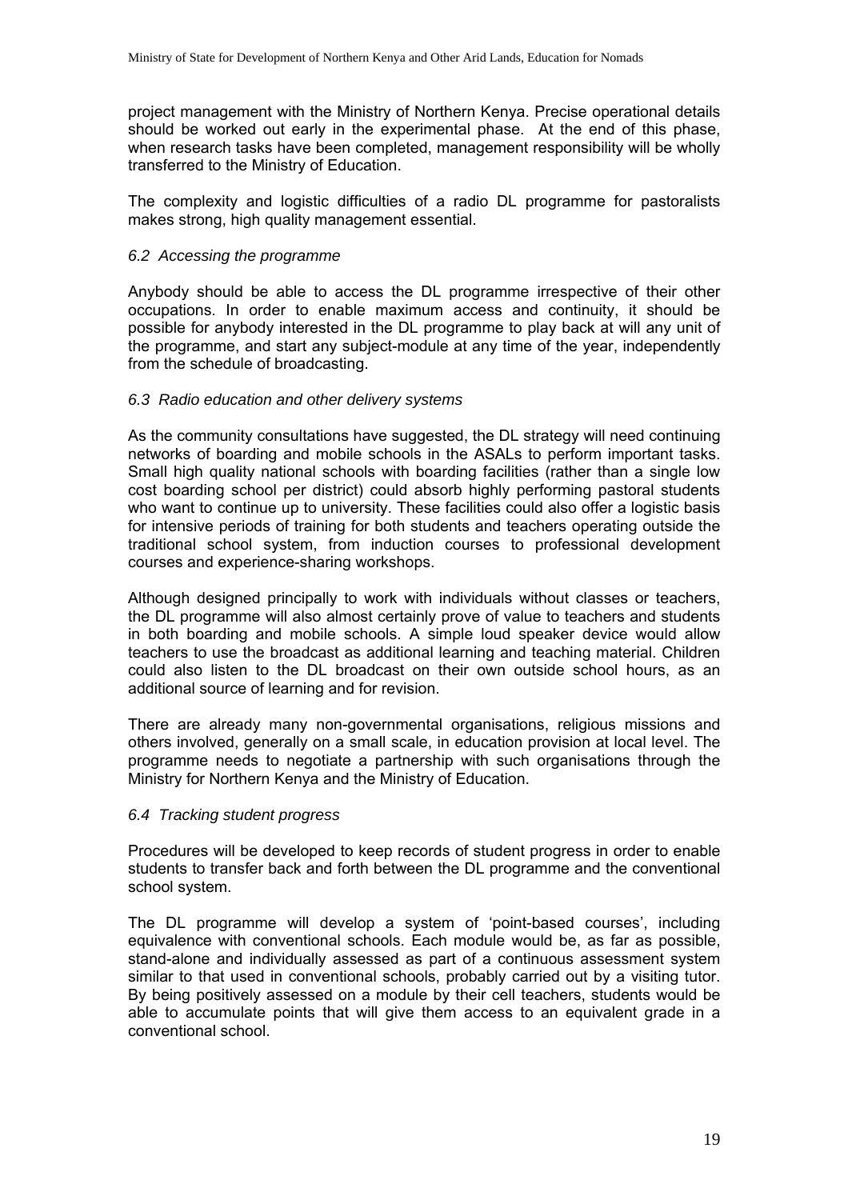project management with the Ministry of Northern Kenya. Precise operational details should be worked out early in the experimental phase. At the end of this phase, when research tasks have been completed, management responsibility will be wholly transferred to the Ministry of Education.

The complexity and logistic difficulties of a radio DL programme for pastoralists makes strong, high quality management essential.

### *6.2 Accessing the programme*

Anybody should be able to access the DL programme irrespective of their other occupations. In order to enable maximum access and continuity, it should be possible for anybody interested in the DL programme to play back at will any unit of the programme, and start any subject-module at any time of the year, independently from the schedule of broadcasting.

### *6.3 Radio education and other delivery systems*

As the community consultations have suggested, the DL strategy will need continuing networks of boarding and mobile schools in the ASALs to perform important tasks. Small high quality national schools with boarding facilities (rather than a single low cost boarding school per district) could absorb highly performing pastoral students who want to continue up to university. These facilities could also offer a logistic basis for intensive periods of training for both students and teachers operating outside the traditional school system, from induction courses to professional development courses and experience-sharing workshops.

Although designed principally to work with individuals without classes or teachers, the DL programme will also almost certainly prove of value to teachers and students in both boarding and mobile schools. A simple loud speaker device would allow teachers to use the broadcast as additional learning and teaching material. Children could also listen to the DL broadcast on their own outside school hours, as an additional source of learning and for revision.

There are already many non-governmental organisations, religious missions and others involved, generally on a small scale, in education provision at local level. The programme needs to negotiate a partnership with such organisations through the Ministry for Northern Kenya and the Ministry of Education.

### *6.4 Tracking student progress*

Procedures will be developed to keep records of student progress in order to enable students to transfer back and forth between the DL programme and the conventional school system.

The DL programme will develop a system of 'point-based courses', including equivalence with conventional schools. Each module would be, as far as possible, stand-alone and individually assessed as part of a continuous assessment system similar to that used in conventional schools, probably carried out by a visiting tutor. By being positively assessed on a module by their cell teachers, students would be able to accumulate points that will give them access to an equivalent grade in a conventional school.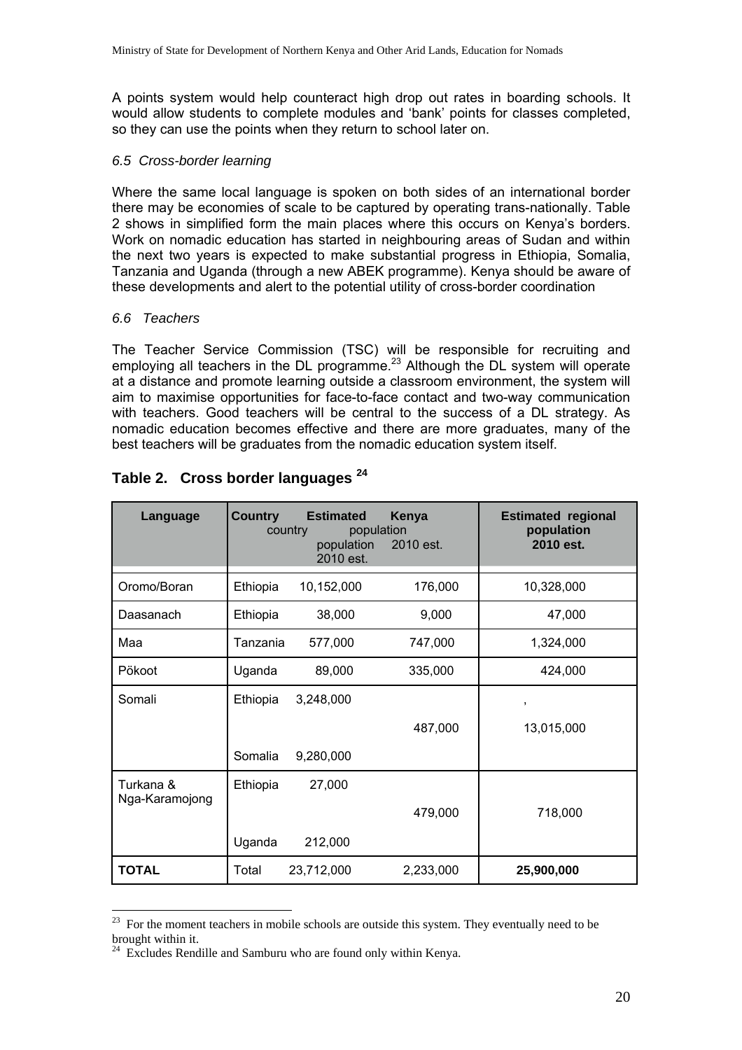A points system would help counteract high drop out rates in boarding schools. It would allow students to complete modules and 'bank' points for classes completed, so they can use the points when they return to school later on.

### *6.5 Cross-border learning*

Where the same local language is spoken on both sides of an international border there may be economies of scale to be captured by operating trans-nationally. Table 2 shows in simplified form the main places where this occurs on Kenya's borders. Work on nomadic education has started in neighbouring areas of Sudan and within the next two years is expected to make substantial progress in Ethiopia, Somalia, Tanzania and Uganda (through a new ABEK programme). Kenya should be aware of these developments and alert to the potential utility of cross-border coordination

### *6.6 Teachers*

The Teacher Service Commission (TSC) will be responsible for recruiting and employing all teachers in the DL programme.[23] Although the DL system will operate at a distance and promote learning outside a classroom environment, the system will aim to maximise opportunities for face-to-face contact and two-way communication with teachers. Good teachers will be central to the success of a DL strategy. As nomadic education becomes effective and there are more graduates, many of the best teachers will be graduates from the nomadic education system itself.

**Table 2. Cross border languages [24]**

| Language | Country | Estimated country population 2010 est. | Kenya population 2010 est. | Estimated regional population 2010 est. |
|---|---|---|---|---|
| Oromo/Boran | Ethiopia | 10,152,000 | 176,000 | 10,328,000 |
| Daasanach | Ethiopia | 38,000 | 9,000 | 47,000 |
| Maa | Tanzania | 577,000 | 747,000 | 1,324,000 |
| Pökoot | Uganda | 89,000 | 335,000 | 424,000 |
| Somali | Ethiopia | 3,248,000 | 487,000 | , 13,015,000 |
| | Somalia | 9,280,000 | | |
| Turkana & Nga-Karamojong | Ethiopia | 27,000 | 479,000 | 718,000 |
| | Uganda | 212,000 | | |
| **TOTAL** | Total | 23,712,000 | 2,233,000 | **25,900,000** |

[23] For the moment teachers in mobile schools are outside this system. They eventually need to be brought within it.

[24] Excludes Rendille and Samburu who are found only within Kenya.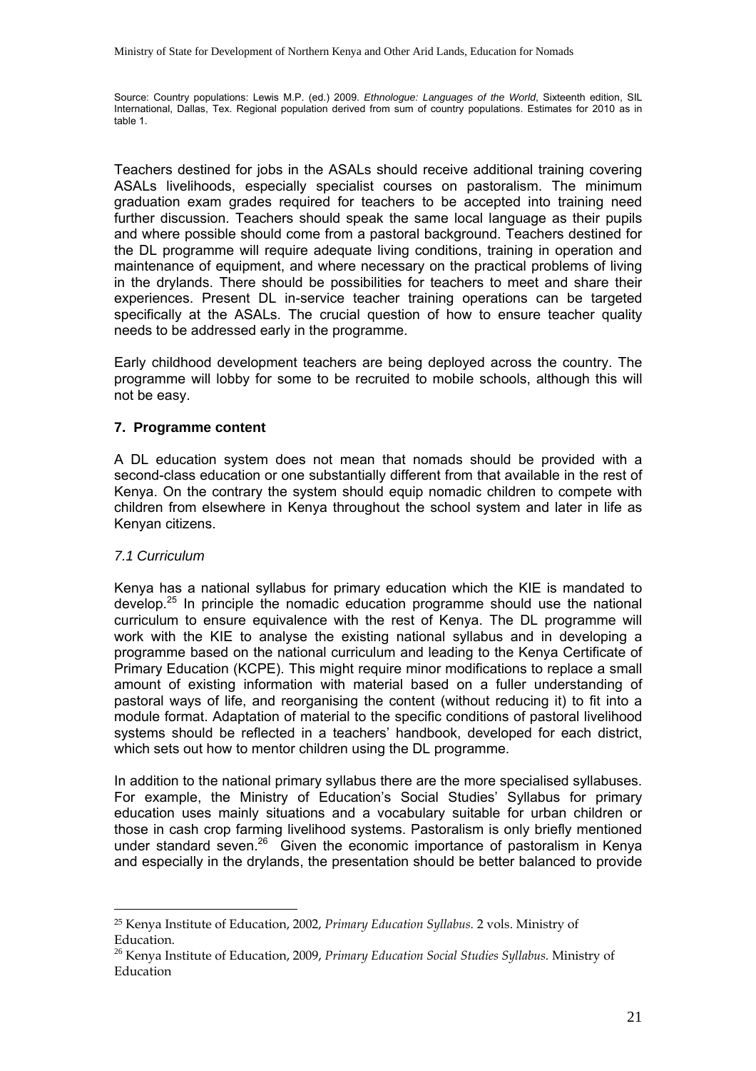Source: Country populations: Lewis M.P. (ed.) 2009. *Ethnologue: Languages of the World*, Sixteenth edition, SIL International, Dallas, Tex. Regional population derived from sum of country populations. Estimates for 2010 as in table 1.

Teachers destined for jobs in the ASALs should receive additional training covering ASALs livelihoods, especially specialist courses on pastoralism. The minimum graduation exam grades required for teachers to be accepted into training need further discussion. Teachers should speak the same local language as their pupils and where possible should come from a pastoral background. Teachers destined for the DL programme will require adequate living conditions, training in operation and maintenance of equipment, and where necessary on the practical problems of living in the drylands. There should be possibilities for teachers to meet and share their experiences. Present DL in-service teacher training operations can be targeted specifically at the ASALs. The crucial question of how to ensure teacher quality needs to be addressed early in the programme.

Early childhood development teachers are being deployed across the country. The programme will lobby for some to be recruited to mobile schools, although this will not be easy.

## 7. Programme content

A DL education system does not mean that nomads should be provided with a second-class education or one substantially different from that available in the rest of Kenya. On the contrary the system should equip nomadic children to compete with children from elsewhere in Kenya throughout the school system and later in life as Kenyan citizens.

### *7.1 Curriculum*

Kenya has a national syllabus for primary education which the KIE is mandated to develop.[25] In principle the nomadic education programme should use the national curriculum to ensure equivalence with the rest of Kenya. The DL programme will work with the KIE to analyse the existing national syllabus and in developing a programme based on the national curriculum and leading to the Kenya Certificate of Primary Education (KCPE). This might require minor modifications to replace a small amount of existing information with material based on a fuller understanding of pastoral ways of life, and reorganising the content (without reducing it) to fit into a module format. Adaptation of material to the specific conditions of pastoral livelihood systems should be reflected in a teachers' handbook, developed for each district, which sets out how to mentor children using the DL programme.

In addition to the national primary syllabus there are the more specialised syllabuses. For example, the Ministry of Education's Social Studies' Syllabus for primary education uses mainly situations and a vocabulary suitable for urban children or those in cash crop farming livelihood systems. Pastoralism is only briefly mentioned under standard seven.[26] Given the economic importance of pastoralism in Kenya and especially in the drylands, the presentation should be better balanced to provide

[25] Kenya Institute of Education, 2002, *Primary Education Syllabus.* 2 vols. Ministry of Education.

[26] Kenya Institute of Education, 2009, *Primary Education Social Studies Syllabus.* Ministry of Education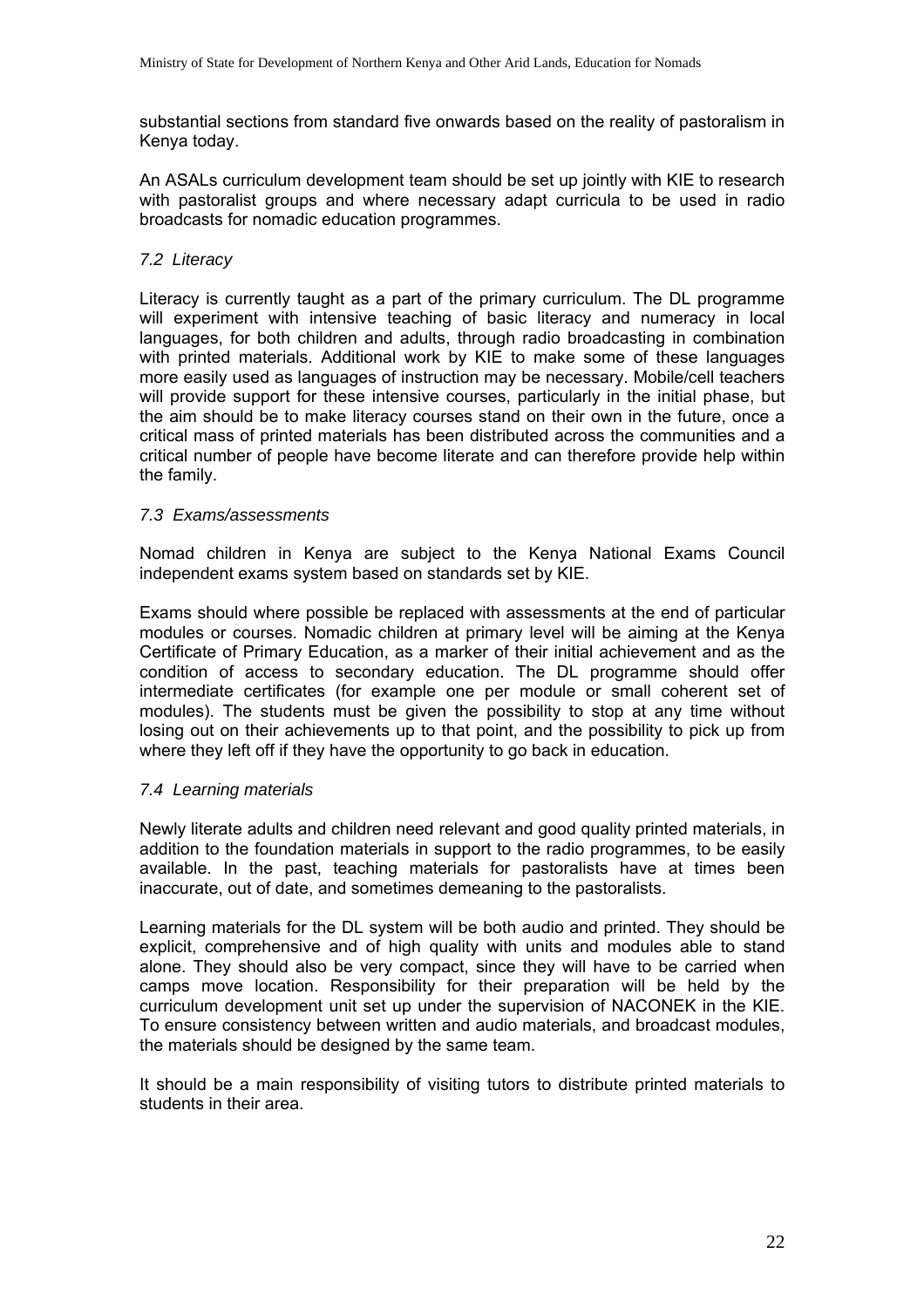substantial sections from standard five onwards based on the reality of pastoralism in Kenya today.

An ASALs curriculum development team should be set up jointly with KIE to research with pastoralist groups and where necessary adapt curricula to be used in radio broadcasts for nomadic education programmes.

### *7.2 Literacy*

Literacy is currently taught as a part of the primary curriculum. The DL programme will experiment with intensive teaching of basic literacy and numeracy in local languages, for both children and adults, through radio broadcasting in combination with printed materials. Additional work by KIE to make some of these languages more easily used as languages of instruction may be necessary. Mobile/cell teachers will provide support for these intensive courses, particularly in the initial phase, but the aim should be to make literacy courses stand on their own in the future, once a critical mass of printed materials has been distributed across the communities and a critical number of people have become literate and can therefore provide help within the family.

### *7.3 Exams/assessments*

Nomad children in Kenya are subject to the Kenya National Exams Council independent exams system based on standards set by KIE.

Exams should where possible be replaced with assessments at the end of particular modules or courses. Nomadic children at primary level will be aiming at the Kenya Certificate of Primary Education, as a marker of their initial achievement and as the condition of access to secondary education. The DL programme should offer intermediate certificates (for example one per module or small coherent set of modules). The students must be given the possibility to stop at any time without losing out on their achievements up to that point, and the possibility to pick up from where they left off if they have the opportunity to go back in education.

### *7.4 Learning materials*

Newly literate adults and children need relevant and good quality printed materials, in addition to the foundation materials in support to the radio programmes, to be easily available. In the past, teaching materials for pastoralists have at times been inaccurate, out of date, and sometimes demeaning to the pastoralists.

Learning materials for the DL system will be both audio and printed. They should be explicit, comprehensive and of high quality with units and modules able to stand alone. They should also be very compact, since they will have to be carried when camps move location. Responsibility for their preparation will be held by the curriculum development unit set up under the supervision of NACONEK in the KIE. To ensure consistency between written and audio materials, and broadcast modules, the materials should be designed by the same team.

It should be a main responsibility of visiting tutors to distribute printed materials to students in their area.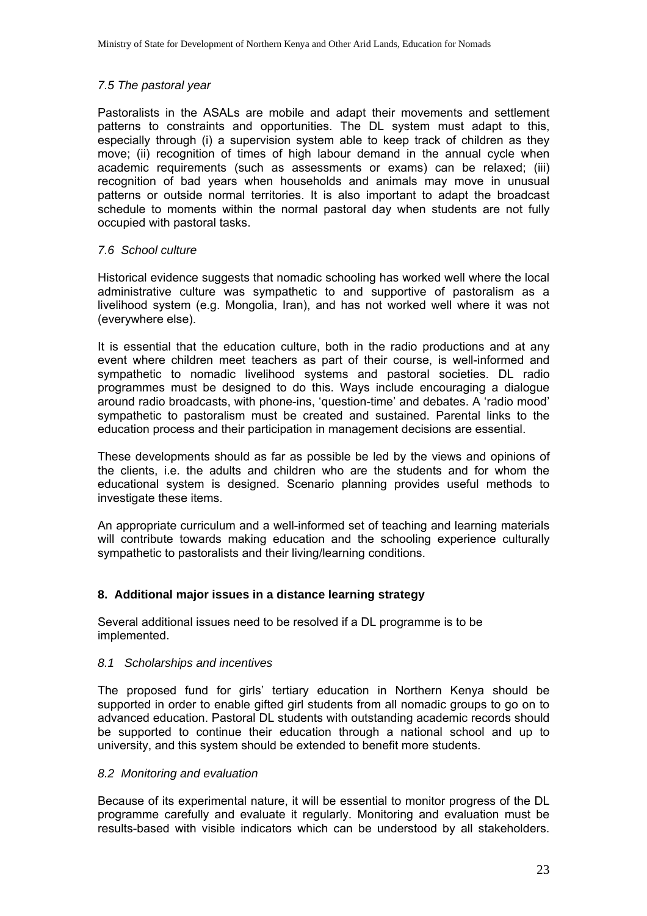*7.5 The pastoral year*

Pastoralists in the ASALs are mobile and adapt their movements and settlement patterns to constraints and opportunities. The DL system must adapt to this, especially through (i) a supervision system able to keep track of children as they move; (ii) recognition of times of high labour demand in the annual cycle when academic requirements (such as assessments or exams) can be relaxed; (iii) recognition of bad years when households and animals may move in unusual patterns or outside normal territories. It is also important to adapt the broadcast schedule to moments within the normal pastoral day when students are not fully occupied with pastoral tasks.

*7.6 School culture*

Historical evidence suggests that nomadic schooling has worked well where the local administrative culture was sympathetic to and supportive of pastoralism as a livelihood system (e.g. Mongolia, Iran), and has not worked well where it was not (everywhere else).

It is essential that the education culture, both in the radio productions and at any event where children meet teachers as part of their course, is well-informed and sympathetic to nomadic livelihood systems and pastoral societies. DL radio programmes must be designed to do this. Ways include encouraging a dialogue around radio broadcasts, with phone-ins, 'question-time' and debates. A 'radio mood' sympathetic to pastoralism must be created and sustained. Parental links to the education process and their participation in management decisions are essential.

These developments should as far as possible be led by the views and opinions of the clients, i.e. the adults and children who are the students and for whom the educational system is designed. Scenario planning provides useful methods to investigate these items.

An appropriate curriculum and a well-informed set of teaching and learning materials will contribute towards making education and the schooling experience culturally sympathetic to pastoralists and their living/learning conditions.

## 8. Additional major issues in a distance learning strategy

Several additional issues need to be resolved if a DL programme is to be implemented.

*8.1 Scholarships and incentives*

The proposed fund for girls' tertiary education in Northern Kenya should be supported in order to enable gifted girl students from all nomadic groups to go on to advanced education. Pastoral DL students with outstanding academic records should be supported to continue their education through a national school and up to university, and this system should be extended to benefit more students.

*8.2 Monitoring and evaluation*

Because of its experimental nature, it will be essential to monitor progress of the DL programme carefully and evaluate it regularly. Monitoring and evaluation must be results-based with visible indicators which can be understood by all stakeholders.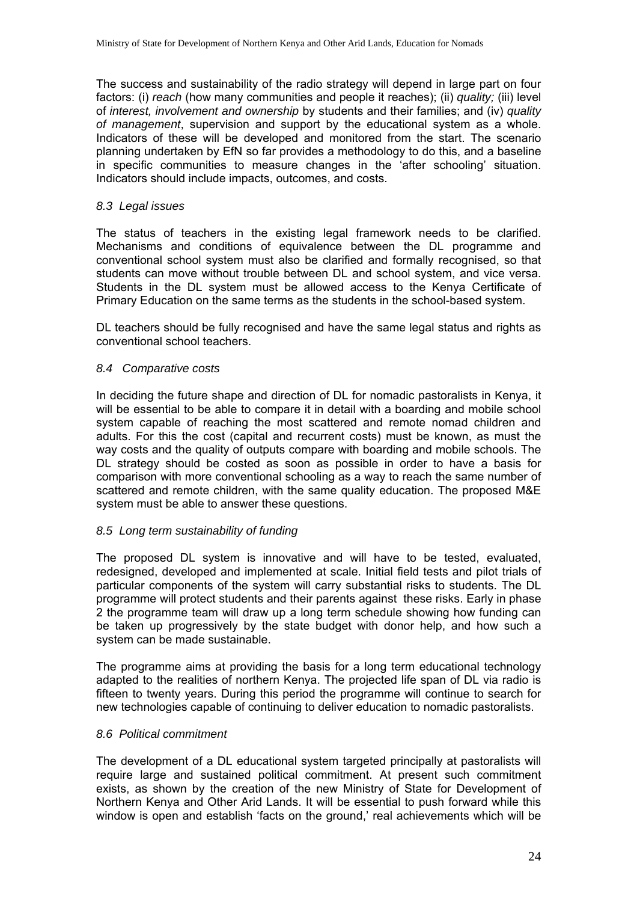The success and sustainability of the radio strategy will depend in large part on four factors: (i) *reach* (how many communities and people it reaches); (ii) *quality;* (iii) level of *interest, involvement and ownership* by students and their families; and (iv) *quality of management*, supervision and support by the educational system as a whole. Indicators of these will be developed and monitored from the start. The scenario planning undertaken by EfN so far provides a methodology to do this, and a baseline in specific communities to measure changes in the 'after schooling' situation. Indicators should include impacts, outcomes, and costs.

### *8.3 Legal issues*

The status of teachers in the existing legal framework needs to be clarified. Mechanisms and conditions of equivalence between the DL programme and conventional school system must also be clarified and formally recognised, so that students can move without trouble between DL and school system, and vice versa. Students in the DL system must be allowed access to the Kenya Certificate of Primary Education on the same terms as the students in the school-based system.

DL teachers should be fully recognised and have the same legal status and rights as conventional school teachers.

### *8.4 Comparative costs*

In deciding the future shape and direction of DL for nomadic pastoralists in Kenya, it will be essential to be able to compare it in detail with a boarding and mobile school system capable of reaching the most scattered and remote nomad children and adults. For this the cost (capital and recurrent costs) must be known, as must the way costs and the quality of outputs compare with boarding and mobile schools. The DL strategy should be costed as soon as possible in order to have a basis for comparison with more conventional schooling as a way to reach the same number of scattered and remote children, with the same quality education. The proposed M&E system must be able to answer these questions.

### *8.5 Long term sustainability of funding*

The proposed DL system is innovative and will have to be tested, evaluated, redesigned, developed and implemented at scale. Initial field tests and pilot trials of particular components of the system will carry substantial risks to students. The DL programme will protect students and their parents against these risks. Early in phase 2 the programme team will draw up a long term schedule showing how funding can be taken up progressively by the state budget with donor help, and how such a system can be made sustainable.

The programme aims at providing the basis for a long term educational technology adapted to the realities of northern Kenya. The projected life span of DL via radio is fifteen to twenty years. During this period the programme will continue to search for new technologies capable of continuing to deliver education to nomadic pastoralists.

### *8.6 Political commitment*

The development of a DL educational system targeted principally at pastoralists will require large and sustained political commitment. At present such commitment exists, as shown by the creation of the new Ministry of State for Development of Northern Kenya and Other Arid Lands. It will be essential to push forward while this window is open and establish 'facts on the ground,' real achievements which will be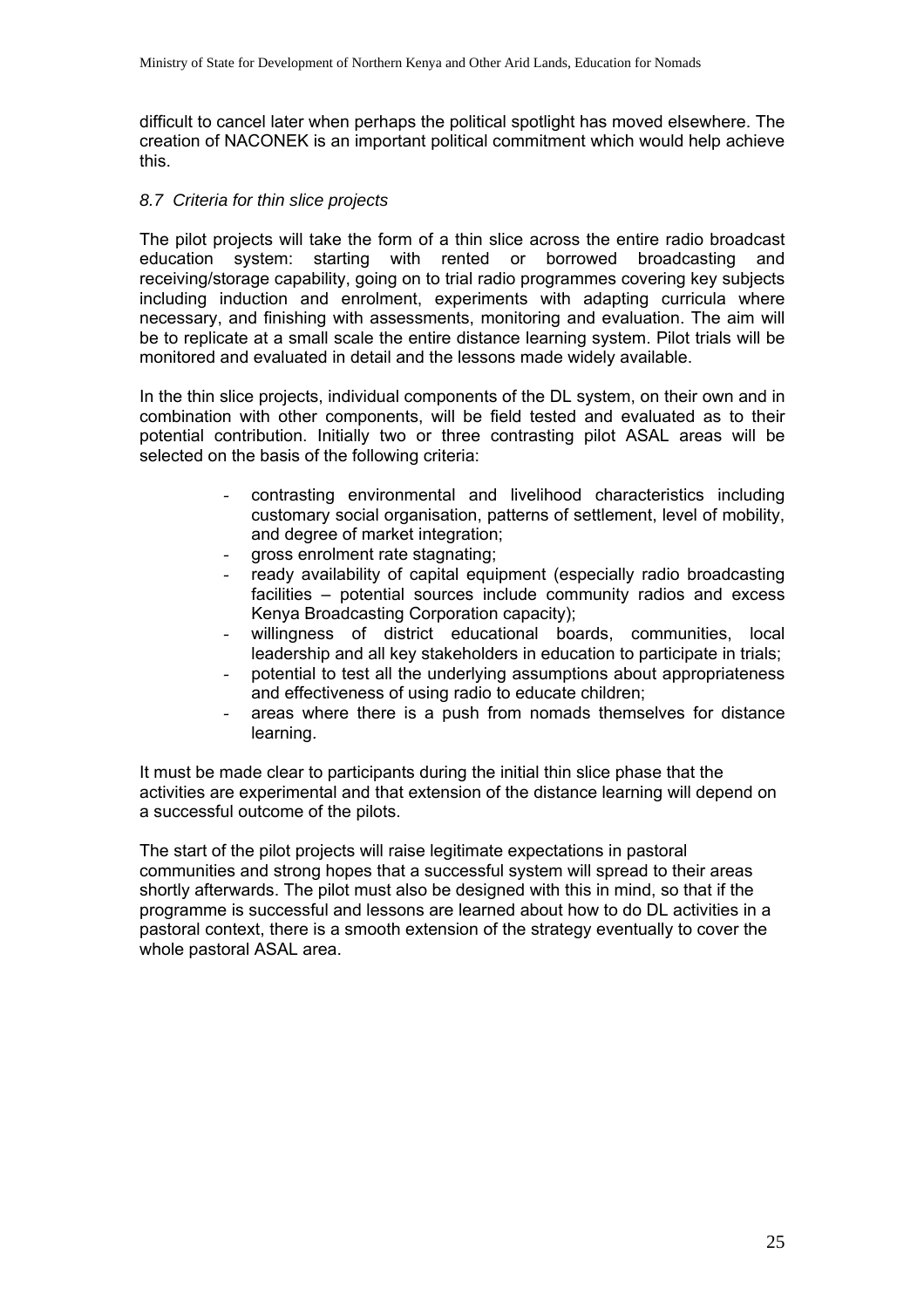difficult to cancel later when perhaps the political spotlight has moved elsewhere. The creation of NACONEK is an important political commitment which would help achieve this.

### *8.7 Criteria for thin slice projects*

The pilot projects will take the form of a thin slice across the entire radio broadcast education system: starting with rented or borrowed broadcasting and receiving/storage capability, going on to trial radio programmes covering key subjects including induction and enrolment, experiments with adapting curricula where necessary, and finishing with assessments, monitoring and evaluation. The aim will be to replicate at a small scale the entire distance learning system. Pilot trials will be monitored and evaluated in detail and the lessons made widely available.

In the thin slice projects, individual components of the DL system, on their own and in combination with other components, will be field tested and evaluated as to their potential contribution. Initially two or three contrasting pilot ASAL areas will be selected on the basis of the following criteria:

- contrasting environmental and livelihood characteristics including customary social organisation, patterns of settlement, level of mobility, and degree of market integration;
- gross enrolment rate stagnating;
- ready availability of capital equipment (especially radio broadcasting facilities – potential sources include community radios and excess Kenya Broadcasting Corporation capacity);
- willingness of district educational boards, communities, local leadership and all key stakeholders in education to participate in trials;
- potential to test all the underlying assumptions about appropriateness and effectiveness of using radio to educate children;
- areas where there is a push from nomads themselves for distance learning.

It must be made clear to participants during the initial thin slice phase that the activities are experimental and that extension of the distance learning will depend on a successful outcome of the pilots.

The start of the pilot projects will raise legitimate expectations in pastoral communities and strong hopes that a successful system will spread to their areas shortly afterwards. The pilot must also be designed with this in mind, so that if the programme is successful and lessons are learned about how to do DL activities in a pastoral context, there is a smooth extension of the strategy eventually to cover the whole pastoral ASAL area.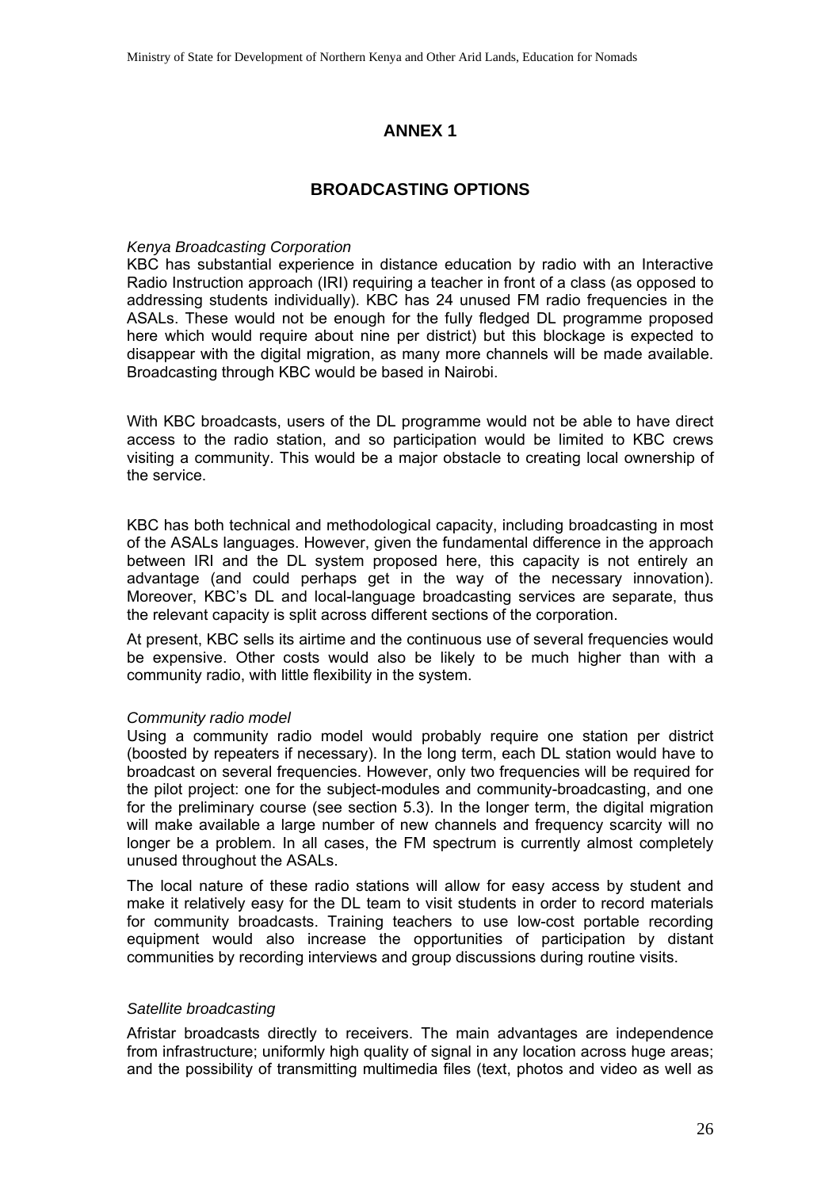# ANNEX 1

## BROADCASTING OPTIONS

*Kenya Broadcasting Corporation*

KBC has substantial experience in distance education by radio with an Interactive Radio Instruction approach (IRI) requiring a teacher in front of a class (as opposed to addressing students individually). KBC has 24 unused FM radio frequencies in the ASALs. These would not be enough for the fully fledged DL programme proposed here which would require about nine per district) but this blockage is expected to disappear with the digital migration, as many more channels will be made available. Broadcasting through KBC would be based in Nairobi.

With KBC broadcasts, users of the DL programme would not be able to have direct access to the radio station, and so participation would be limited to KBC crews visiting a community. This would be a major obstacle to creating local ownership of the service.

KBC has both technical and methodological capacity, including broadcasting in most of the ASALs languages. However, given the fundamental difference in the approach between IRI and the DL system proposed here, this capacity is not entirely an advantage (and could perhaps get in the way of the necessary innovation). Moreover, KBC's DL and local-language broadcasting services are separate, thus the relevant capacity is split across different sections of the corporation.

At present, KBC sells its airtime and the continuous use of several frequencies would be expensive. Other costs would also be likely to be much higher than with a community radio, with little flexibility in the system.

*Community radio model*

Using a community radio model would probably require one station per district (boosted by repeaters if necessary). In the long term, each DL station would have to broadcast on several frequencies. However, only two frequencies will be required for the pilot project: one for the subject-modules and community-broadcasting, and one for the preliminary course (see section 5.3). In the longer term, the digital migration will make available a large number of new channels and frequency scarcity will no longer be a problem. In all cases, the FM spectrum is currently almost completely unused throughout the ASALs.

The local nature of these radio stations will allow for easy access by student and make it relatively easy for the DL team to visit students in order to record materials for community broadcasts. Training teachers to use low-cost portable recording equipment would also increase the opportunities of participation by distant communities by recording interviews and group discussions during routine visits.

*Satellite broadcasting*

Afristar broadcasts directly to receivers. The main advantages are independence from infrastructure; uniformly high quality of signal in any location across huge areas; and the possibility of transmitting multimedia files (text, photos and video as well as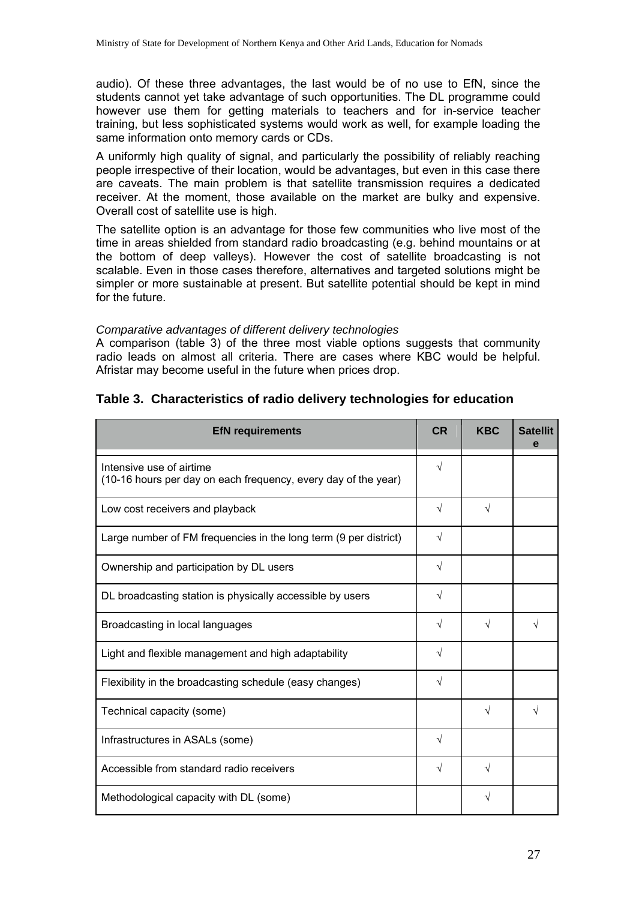audio). Of these three advantages, the last would be of no use to EfN, since the students cannot yet take advantage of such opportunities. The DL programme could however use them for getting materials to teachers and for in-service teacher training, but less sophisticated systems would work as well, for example loading the same information onto memory cards or CDs.

A uniformly high quality of signal, and particularly the possibility of reliably reaching people irrespective of their location, would be advantages, but even in this case there are caveats. The main problem is that satellite transmission requires a dedicated receiver. At the moment, those available on the market are bulky and expensive. Overall cost of satellite use is high.

The satellite option is an advantage for those few communities who live most of the time in areas shielded from standard radio broadcasting (e.g. behind mountains or at the bottom of deep valleys). However the cost of satellite broadcasting is not scalable. Even in those cases therefore, alternatives and targeted solutions might be simpler or more sustainable at present. But satellite potential should be kept in mind for the future.

*Comparative advantages of different delivery technologies*

A comparison (table 3) of the three most viable options suggests that community radio leads on almost all criteria. There are cases where KBC would be helpful. Afristar may become useful in the future when prices drop.

### Table 3. Characteristics of radio delivery technologies for education

| EfN requirements | CR | KBC | Satellite |
|---|---|---|---|
| Intensive use of airtime (10-16 hours per day on each frequency, every day of the year) | √ | | |
| Low cost receivers and playback | √ | √ | |
| Large number of FM frequencies in the long term (9 per district) | √ | | |
| Ownership and participation by DL users | √ | | |
| DL broadcasting station is physically accessible by users | √ | | |
| Broadcasting in local languages | √ | √ | √ |
| Light and flexible management and high adaptability | √ | | |
| Flexibility in the broadcasting schedule (easy changes) | √ | | |
| Technical capacity (some) | | √ | √ |
| Infrastructures in ASALs (some) | √ | | |
| Accessible from standard radio receivers | √ | √ | |
| Methodological capacity with DL (some) | | √ | |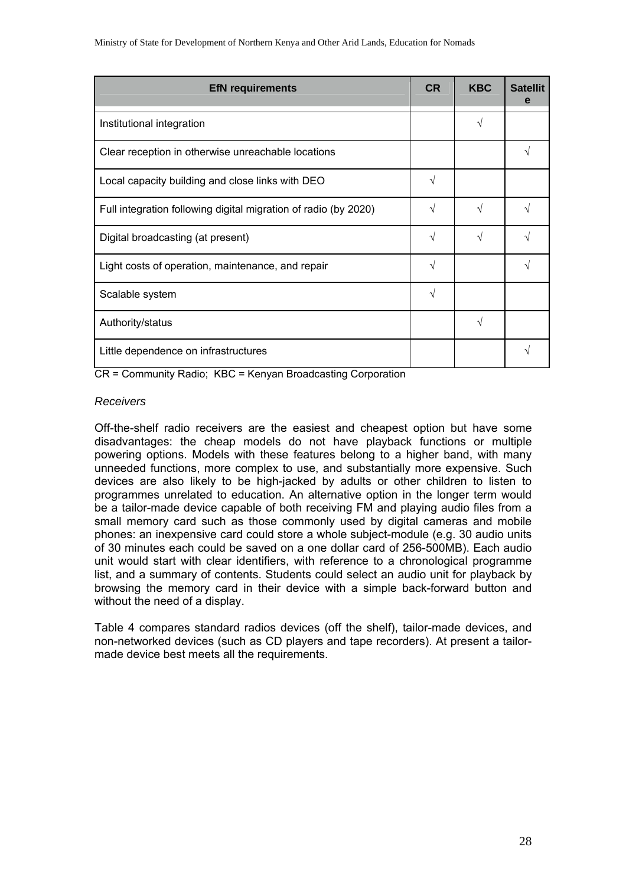| EfN requirements | CR | KBC | Satellite |
|---|---|---|---|
| Institutional integration | | √ | |
| Clear reception in otherwise unreachable locations | | | √ |
| Local capacity building and close links with DEO | √ | | |
| Full integration following digital migration of radio (by 2020) | √ | √ | √ |
| Digital broadcasting (at present) | √ | √ | √ |
| Light costs of operation, maintenance, and repair | √ | | √ |
| Scalable system | √ | | |
| Authority/status | | √ | |
| Little dependence on infrastructures | | | √ |

CR = Community Radio; KBC = Kenyan Broadcasting Corporation

*Receivers*

Off-the-shelf radio receivers are the easiest and cheapest option but have some disadvantages: the cheap models do not have playback functions or multiple powering options. Models with these features belong to a higher band, with many unneeded functions, more complex to use, and substantially more expensive. Such devices are also likely to be high-jacked by adults or other children to listen to programmes unrelated to education. An alternative option in the longer term would be a tailor-made device capable of both receiving FM and playing audio files from a small memory card such as those commonly used by digital cameras and mobile phones: an inexpensive card could store a whole subject-module (e.g. 30 audio units of 30 minutes each could be saved on a one dollar card of 256-500MB). Each audio unit would start with clear identifiers, with reference to a chronological programme list, and a summary of contents. Students could select an audio unit for playback by browsing the memory card in their device with a simple back-forward button and without the need of a display.

Table 4 compares standard radios devices (off the shelf), tailor-made devices, and non-networked devices (such as CD players and tape recorders). At present a tailor-made device best meets all the requirements.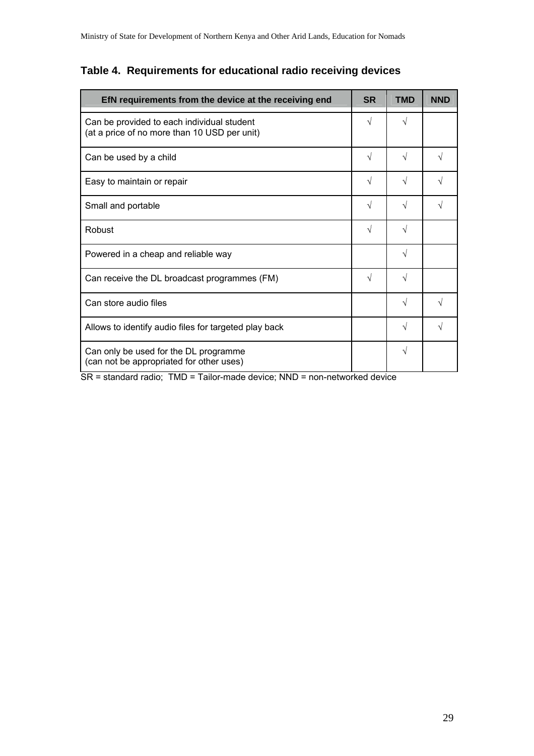**Table 4. Requirements for educational radio receiving devices**

| EfN requirements from the device at the receiving end | SR | TMD | NND |
|---|---|---|---|
| Can be provided to each individual student (at a price of no more than 10 USD per unit) | √ | √ | |
| Can be used by a child | √ | √ | √ |
| Easy to maintain or repair | √ | √ | √ |
| Small and portable | √ | √ | √ |
| Robust | √ | √ | |
| Powered in a cheap and reliable way | | √ | |
| Can receive the DL broadcast programmes (FM) | √ | √ | |
| Can store audio files | | √ | √ |
| Allows to identify audio files for targeted play back | | √ | √ |
| Can only be used for the DL programme (can not be appropriated for other uses) | | √ | |

SR = standard radio; TMD = Tailor-made device; NND = non-networked device